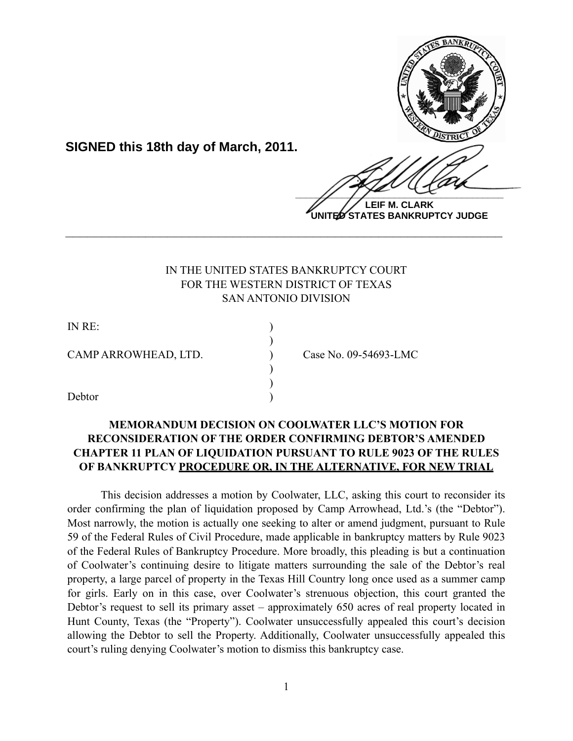**SIGNED this 18th day of March, 2011.**

**LEIF M. CLARK**
**UNITED STATES BANKRUPTCY JUDGE**

---

IN THE UNITED STATES BANKRUPTCY COURT
FOR THE WESTERN DISTRICT OF TEXAS
SAN ANTONIO DIVISION

| | | |
|---|---|---|
| IN RE: | ) | |
| | ) | |
| CAMP ARROWHEAD, LTD. | ) | Case No. 09-54693-LMC |
| | ) | |
| | ) | |
| Debtor | ) | |

**MEMORANDUM DECISION ON COOLWATER LLC'S MOTION FOR RECONSIDERATION OF THE ORDER CONFIRMING DEBTOR'S AMENDED CHAPTER 11 PLAN OF LIQUIDATION PURSUANT TO RULE 9023 OF THE RULES OF BANKRUPTCY PROCEDURE OR, IN THE ALTERNATIVE, FOR NEW TRIAL**

This decision addresses a motion by Coolwater, LLC, asking this court to reconsider its order confirming the plan of liquidation proposed by Camp Arrowhead, Ltd.'s (the "Debtor"). Most narrowly, the motion is actually one seeking to alter or amend judgment, pursuant to Rule 59 of the Federal Rules of Civil Procedure, made applicable in bankruptcy matters by Rule 9023 of the Federal Rules of Bankruptcy Procedure. More broadly, this pleading is but a continuation of Coolwater's continuing desire to litigate matters surrounding the sale of the Debtor's real property, a large parcel of property in the Texas Hill Country long once used as a summer camp for girls. Early on in this case, over Coolwater's strenuous objection, this court granted the Debtor's request to sell its primary asset – approximately 650 acres of real property located in Hunt County, Texas (the "Property"). Coolwater unsuccessfully appealed this court's decision allowing the Debtor to sell the Property. Additionally, Coolwater unsuccessfully appealed this court's ruling denying Coolwater's motion to dismiss this bankruptcy case.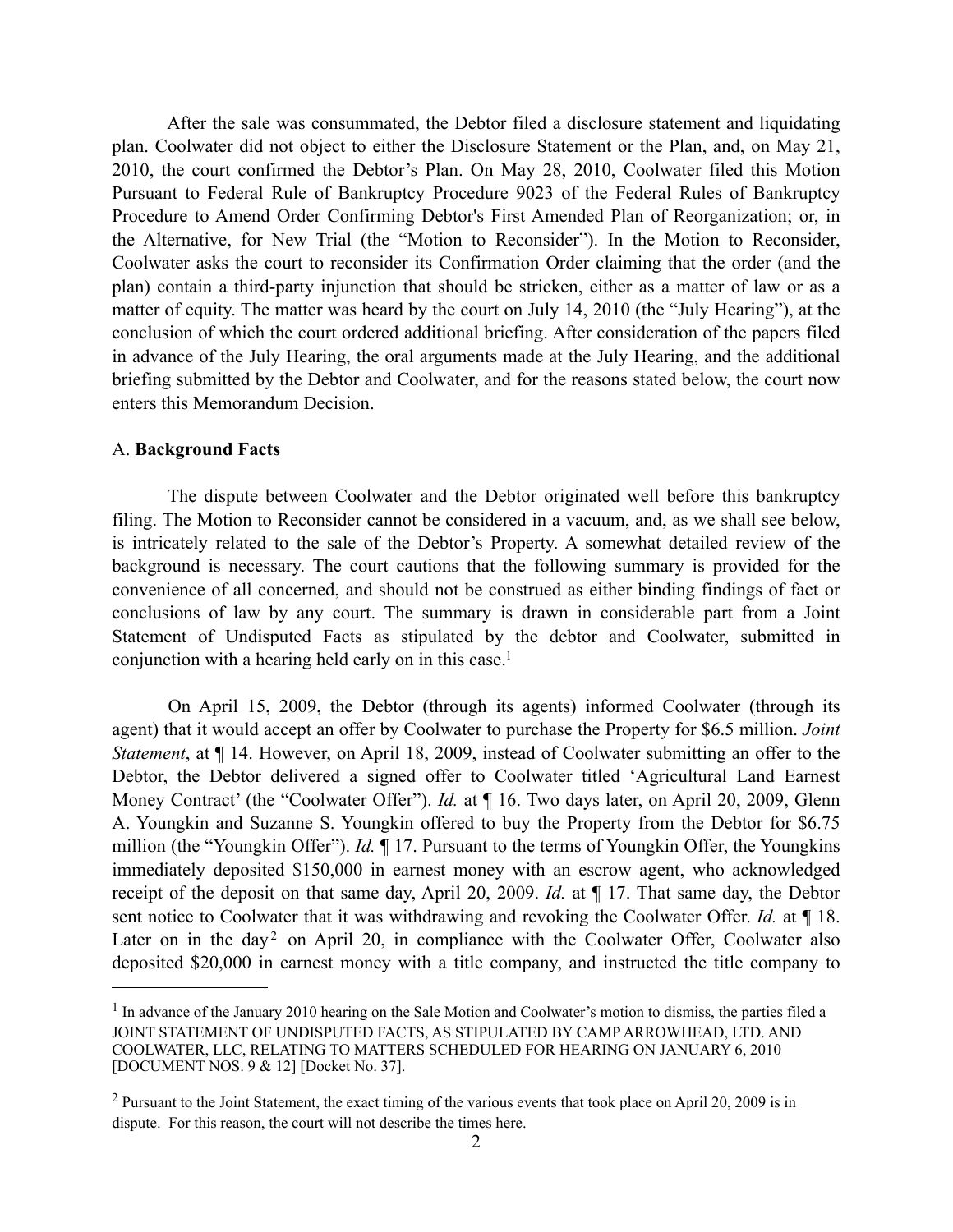After the sale was consummated, the Debtor filed a disclosure statement and liquidating plan. Coolwater did not object to either the Disclosure Statement or the Plan, and, on May 21, 2010, the court confirmed the Debtor's Plan. On May 28, 2010, Coolwater filed this Motion Pursuant to Federal Rule of Bankruptcy Procedure 9023 of the Federal Rules of Bankruptcy Procedure to Amend Order Confirming Debtor's First Amended Plan of Reorganization; or, in the Alternative, for New Trial (the "Motion to Reconsider"). In the Motion to Reconsider, Coolwater asks the court to reconsider its Confirmation Order claiming that the order (and the plan) contain a third-party injunction that should be stricken, either as a matter of law or as a matter of equity. The matter was heard by the court on July 14, 2010 (the "July Hearing"), at the conclusion of which the court ordered additional briefing. After consideration of the papers filed in advance of the July Hearing, the oral arguments made at the July Hearing, and the additional briefing submitted by the Debtor and Coolwater, and for the reasons stated below, the court now enters this Memorandum Decision.

A. **Background Facts**

The dispute between Coolwater and the Debtor originated well before this bankruptcy filing. The Motion to Reconsider cannot be considered in a vacuum, and, as we shall see below, is intricately related to the sale of the Debtor's Property. A somewhat detailed review of the background is necessary. The court cautions that the following summary is provided for the convenience of all concerned, and should not be construed as either binding findings of fact or conclusions of law by any court. The summary is drawn in considerable part from a Joint Statement of Undisputed Facts as stipulated by the debtor and Coolwater, submitted in conjunction with a hearing held early on in this case.[1]

On April 15, 2009, the Debtor (through its agents) informed Coolwater (through its agent) that it would accept an offer by Coolwater to purchase the Property for $6.5 million. *Joint Statement*, at ¶ 14. However, on April 18, 2009, instead of Coolwater submitting an offer to the Debtor, the Debtor delivered a signed offer to Coolwater titled 'Agricultural Land Earnest Money Contract' (the "Coolwater Offer"). *Id.* at ¶ 16. Two days later, on April 20, 2009, Glenn A. Youngkin and Suzanne S. Youngkin offered to buy the Property from the Debtor for $6.75 million (the "Youngkin Offer"). *Id.* ¶ 17. Pursuant to the terms of Youngkin Offer, the Youngkins immediately deposited $150,000 in earnest money with an escrow agent, who acknowledged receipt of the deposit on that same day, April 20, 2009. *Id.* at ¶ 17. That same day, the Debtor sent notice to Coolwater that it was withdrawing and revoking the Coolwater Offer. *Id.* at ¶ 18. Later on in the day[2] on April 20, in compliance with the Coolwater Offer, Coolwater also deposited $20,000 in earnest money with a title company, and instructed the title company to

---

[1] In advance of the January 2010 hearing on the Sale Motion and Coolwater's motion to dismiss, the parties filed a JOINT STATEMENT OF UNDISPUTED FACTS, AS STIPULATED BY CAMP ARROWHEAD, LTD. AND COOLWATER, LLC, RELATING TO MATTERS SCHEDULED FOR HEARING ON JANUARY 6, 2010 [DOCUMENT NOS. 9 & 12] [Docket No. 37].

[2] Pursuant to the Joint Statement, the exact timing of the various events that took place on April 20, 2009 is in dispute. For this reason, the court will not describe the times here.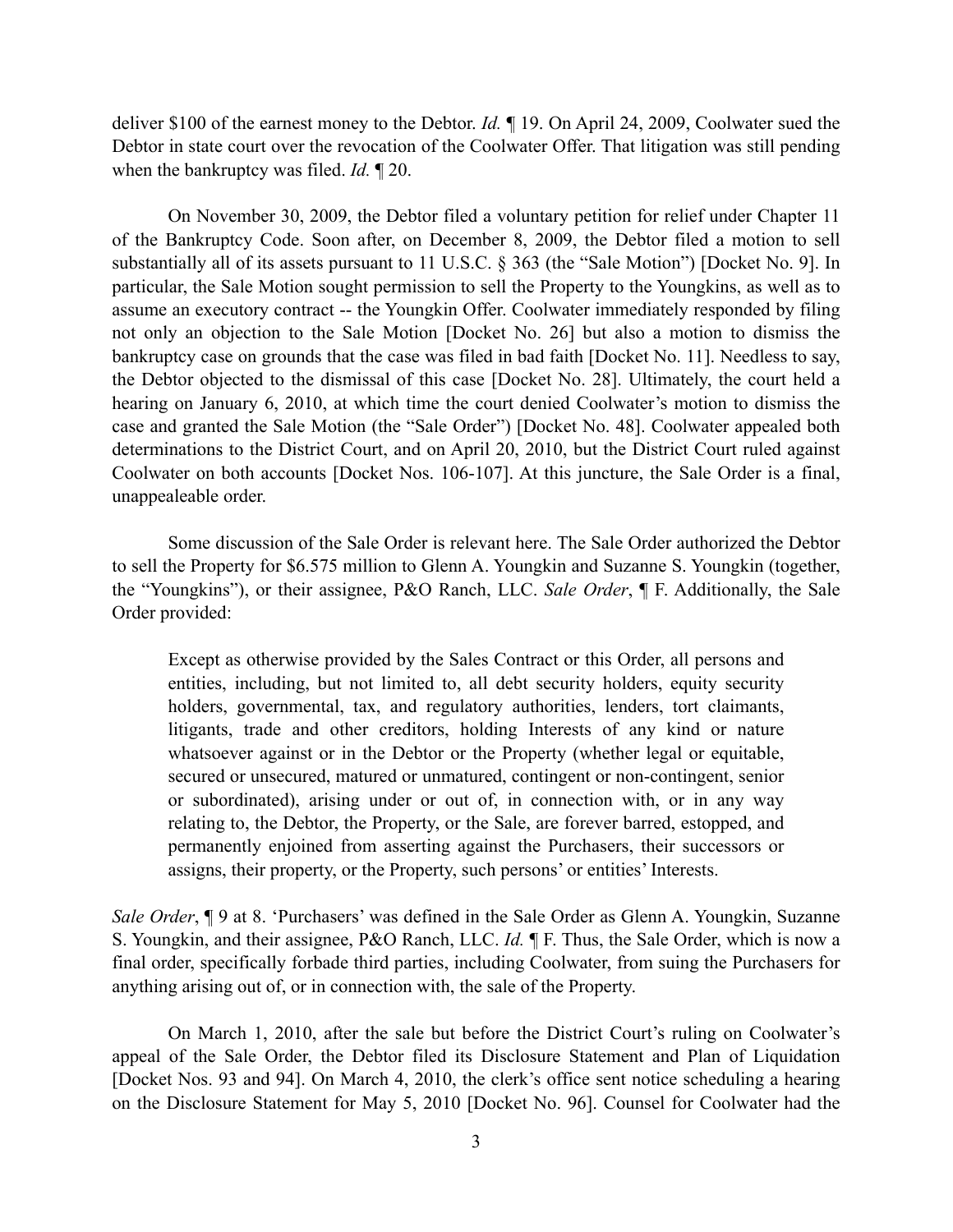deliver $100 of the earnest money to the Debtor. *Id.* ¶ 19. On April 24, 2009, Coolwater sued the Debtor in state court over the revocation of the Coolwater Offer. That litigation was still pending when the bankruptcy was filed. *Id.* ¶ 20.

On November 30, 2009, the Debtor filed a voluntary petition for relief under Chapter 11 of the Bankruptcy Code. Soon after, on December 8, 2009, the Debtor filed a motion to sell substantially all of its assets pursuant to 11 U.S.C. § 363 (the "Sale Motion") [Docket No. 9]. In particular, the Sale Motion sought permission to sell the Property to the Youngkins, as well as to assume an executory contract -- the Youngkin Offer. Coolwater immediately responded by filing not only an objection to the Sale Motion [Docket No. 26] but also a motion to dismiss the bankruptcy case on grounds that the case was filed in bad faith [Docket No. 11]. Needless to say, the Debtor objected to the dismissal of this case [Docket No. 28]. Ultimately, the court held a hearing on January 6, 2010, at which time the court denied Coolwater's motion to dismiss the case and granted the Sale Motion (the "Sale Order") [Docket No. 48]. Coolwater appealed both determinations to the District Court, and on April 20, 2010, but the District Court ruled against Coolwater on both accounts [Docket Nos. 106-107]. At this juncture, the Sale Order is a final, unappealeable order.

Some discussion of the Sale Order is relevant here. The Sale Order authorized the Debtor to sell the Property for $6.575 million to Glenn A. Youngkin and Suzanne S. Youngkin (together, the "Youngkins"), or their assignee, P&O Ranch, LLC. *Sale Order*, ¶ F. Additionally, the Sale Order provided:

> Except as otherwise provided by the Sales Contract or this Order, all persons and entities, including, but not limited to, all debt security holders, equity security holders, governmental, tax, and regulatory authorities, lenders, tort claimants, litigants, trade and other creditors, holding Interests of any kind or nature whatsoever against or in the Debtor or the Property (whether legal or equitable, secured or unsecured, matured or unmatured, contingent or non-contingent, senior or subordinated), arising under or out of, in connection with, or in any way relating to, the Debtor, the Property, or the Sale, are forever barred, estopped, and permanently enjoined from asserting against the Purchasers, their successors or assigns, their property, or the Property, such persons' or entities' Interests.

*Sale Order*, ¶ 9 at 8. 'Purchasers' was defined in the Sale Order as Glenn A. Youngkin, Suzanne S. Youngkin, and their assignee, P&O Ranch, LLC. *Id.* ¶ F. Thus, the Sale Order, which is now a final order, specifically forbade third parties, including Coolwater, from suing the Purchasers for anything arising out of, or in connection with, the sale of the Property.

On March 1, 2010, after the sale but before the District Court's ruling on Coolwater's appeal of the Sale Order, the Debtor filed its Disclosure Statement and Plan of Liquidation [Docket Nos. 93 and 94]. On March 4, 2010, the clerk's office sent notice scheduling a hearing on the Disclosure Statement for May 5, 2010 [Docket No. 96]. Counsel for Coolwater had the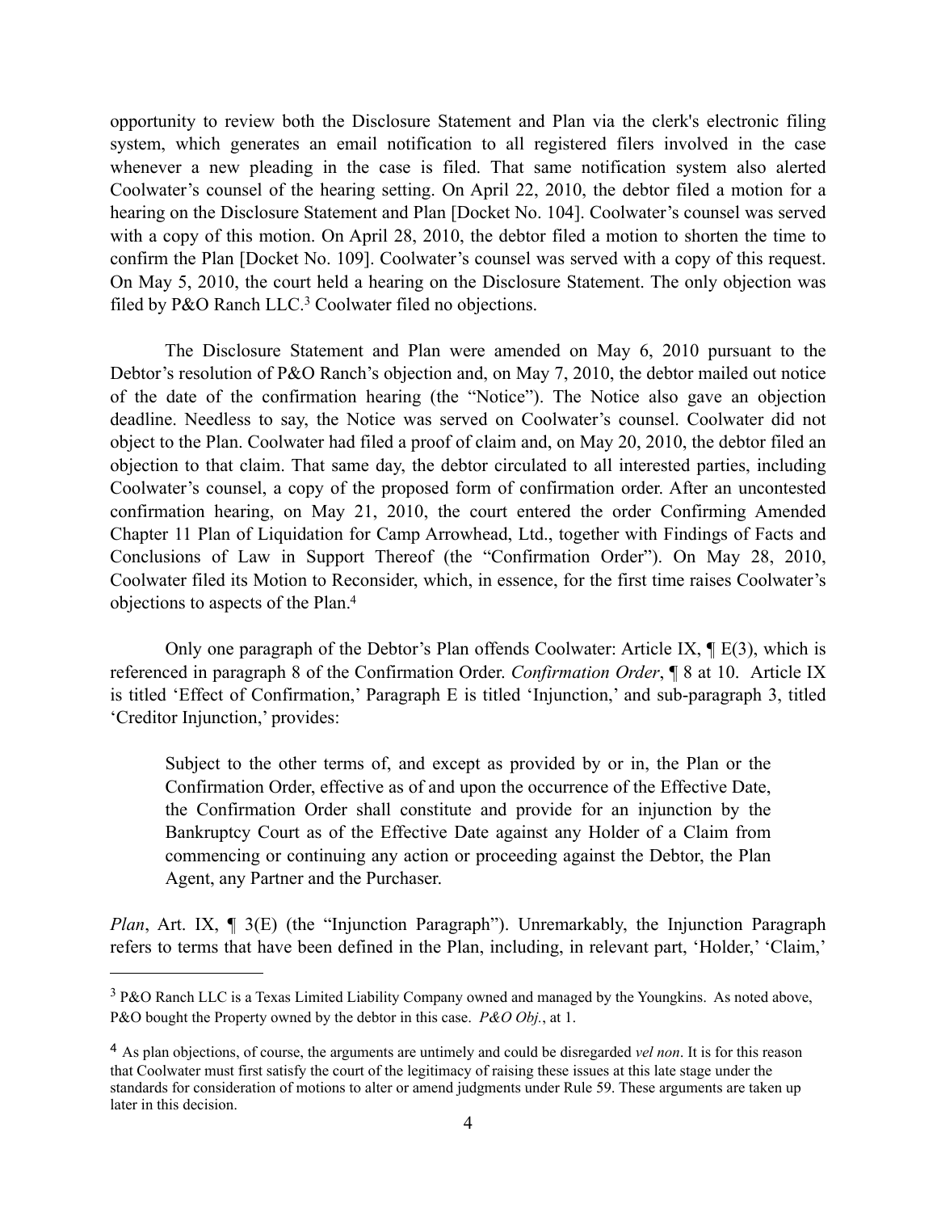opportunity to review both the Disclosure Statement and Plan via the clerk's electronic filing system, which generates an email notification to all registered filers involved in the case whenever a new pleading in the case is filed. That same notification system also alerted Coolwater's counsel of the hearing setting. On April 22, 2010, the debtor filed a motion for a hearing on the Disclosure Statement and Plan [Docket No. 104]. Coolwater's counsel was served with a copy of this motion. On April 28, 2010, the debtor filed a motion to shorten the time to confirm the Plan [Docket No. 109]. Coolwater's counsel was served with a copy of this request. On May 5, 2010, the court held a hearing on the Disclosure Statement. The only objection was filed by P&O Ranch LLC.[3] Coolwater filed no objections.

The Disclosure Statement and Plan were amended on May 6, 2010 pursuant to the Debtor's resolution of P&O Ranch's objection and, on May 7, 2010, the debtor mailed out notice of the date of the confirmation hearing (the "Notice"). The Notice also gave an objection deadline. Needless to say, the Notice was served on Coolwater's counsel. Coolwater did not object to the Plan. Coolwater had filed a proof of claim and, on May 20, 2010, the debtor filed an objection to that claim. That same day, the debtor circulated to all interested parties, including Coolwater's counsel, a copy of the proposed form of confirmation order. After an uncontested confirmation hearing, on May 21, 2010, the court entered the order Confirming Amended Chapter 11 Plan of Liquidation for Camp Arrowhead, Ltd., together with Findings of Facts and Conclusions of Law in Support Thereof (the "Confirmation Order"). On May 28, 2010, Coolwater filed its Motion to Reconsider, which, in essence, for the first time raises Coolwater's objections to aspects of the Plan.[4]

Only one paragraph of the Debtor's Plan offends Coolwater: Article IX, ¶ E(3), which is referenced in paragraph 8 of the Confirmation Order. *Confirmation Order*, ¶ 8 at 10. Article IX is titled 'Effect of Confirmation,' Paragraph E is titled 'Injunction,' and sub-paragraph 3, titled 'Creditor Injunction,' provides:

> Subject to the other terms of, and except as provided by or in, the Plan or the Confirmation Order, effective as of and upon the occurrence of the Effective Date, the Confirmation Order shall constitute and provide for an injunction by the Bankruptcy Court as of the Effective Date against any Holder of a Claim from commencing or continuing any action or proceeding against the Debtor, the Plan Agent, any Partner and the Purchaser.

*Plan*, Art. IX, ¶ 3(E) (the "Injunction Paragraph"). Unremarkably, the Injunction Paragraph refers to terms that have been defined in the Plan, including, in relevant part, 'Holder,' 'Claim,'

---

[3] P&O Ranch LLC is a Texas Limited Liability Company owned and managed by the Youngkins. As noted above, P&O bought the Property owned by the debtor in this case. *P&O Obj.*, at 1.

[4] As plan objections, of course, the arguments are untimely and could be disregarded *vel non*. It is for this reason that Coolwater must first satisfy the court of the legitimacy of raising these issues at this late stage under the standards for consideration of motions to alter or amend judgments under Rule 59. These arguments are taken up later in this decision.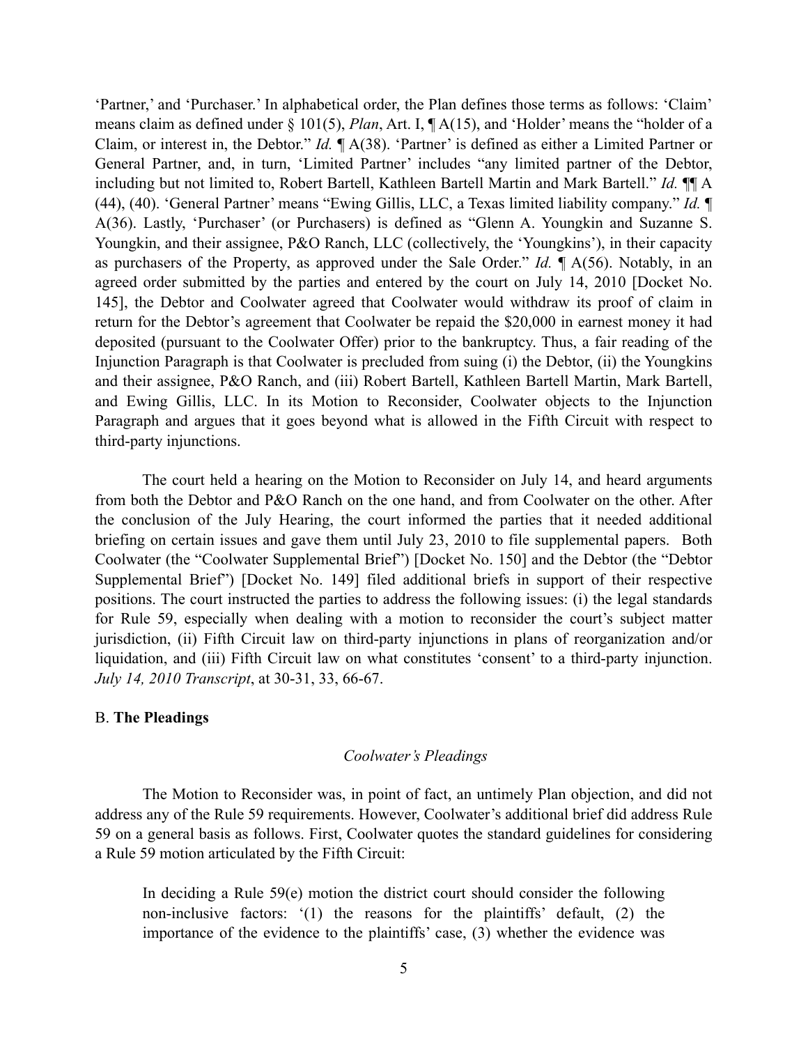'Partner,' and 'Purchaser.' In alphabetical order, the Plan defines those terms as follows: 'Claim' means claim as defined under § 101(5), *Plan*, Art. I, ¶ A(15), and 'Holder' means the "holder of a Claim, or interest in, the Debtor." *Id.* ¶ A(38). 'Partner' is defined as either a Limited Partner or General Partner, and, in turn, 'Limited Partner' includes "any limited partner of the Debtor, including but not limited to, Robert Bartell, Kathleen Bartell Martin and Mark Bartell." *Id.* ¶¶ A (44), (40). 'General Partner' means "Ewing Gillis, LLC, a Texas limited liability company." *Id.* ¶ A(36). Lastly, 'Purchaser' (or Purchasers) is defined as "Glenn A. Youngkin and Suzanne S. Youngkin, and their assignee, P&O Ranch, LLC (collectively, the 'Youngkins'), in their capacity as purchasers of the Property, as approved under the Sale Order." *Id.* ¶ A(56). Notably, in an agreed order submitted by the parties and entered by the court on July 14, 2010 [Docket No. 145], the Debtor and Coolwater agreed that Coolwater would withdraw its proof of claim in return for the Debtor's agreement that Coolwater be repaid the $20,000 in earnest money it had deposited (pursuant to the Coolwater Offer) prior to the bankruptcy. Thus, a fair reading of the Injunction Paragraph is that Coolwater is precluded from suing (i) the Debtor, (ii) the Youngkins and their assignee, P&O Ranch, and (iii) Robert Bartell, Kathleen Bartell Martin, Mark Bartell, and Ewing Gillis, LLC. In its Motion to Reconsider, Coolwater objects to the Injunction Paragraph and argues that it goes beyond what is allowed in the Fifth Circuit with respect to third-party injunctions.

The court held a hearing on the Motion to Reconsider on July 14, and heard arguments from both the Debtor and P&O Ranch on the one hand, and from Coolwater on the other. After the conclusion of the July Hearing, the court informed the parties that it needed additional briefing on certain issues and gave them until July 23, 2010 to file supplemental papers. Both Coolwater (the "Coolwater Supplemental Brief") [Docket No. 150] and the Debtor (the "Debtor Supplemental Brief") [Docket No. 149] filed additional briefs in support of their respective positions. The court instructed the parties to address the following issues: (i) the legal standards for Rule 59, especially when dealing with a motion to reconsider the court's subject matter jurisdiction, (ii) Fifth Circuit law on third-party injunctions in plans of reorganization and/or liquidation, and (iii) Fifth Circuit law on what constitutes 'consent' to a third-party injunction. *July 14, 2010 Transcript*, at 30-31, 33, 66-67.

B. **The Pleadings**

*Coolwater's Pleadings*

The Motion to Reconsider was, in point of fact, an untimely Plan objection, and did not address any of the Rule 59 requirements. However, Coolwater's additional brief did address Rule 59 on a general basis as follows. First, Coolwater quotes the standard guidelines for considering a Rule 59 motion articulated by the Fifth Circuit:

> In deciding a Rule 59(e) motion the district court should consider the following non-inclusive factors: '(1) the reasons for the plaintiffs' default, (2) the importance of the evidence to the plaintiffs' case, (3) whether the evidence was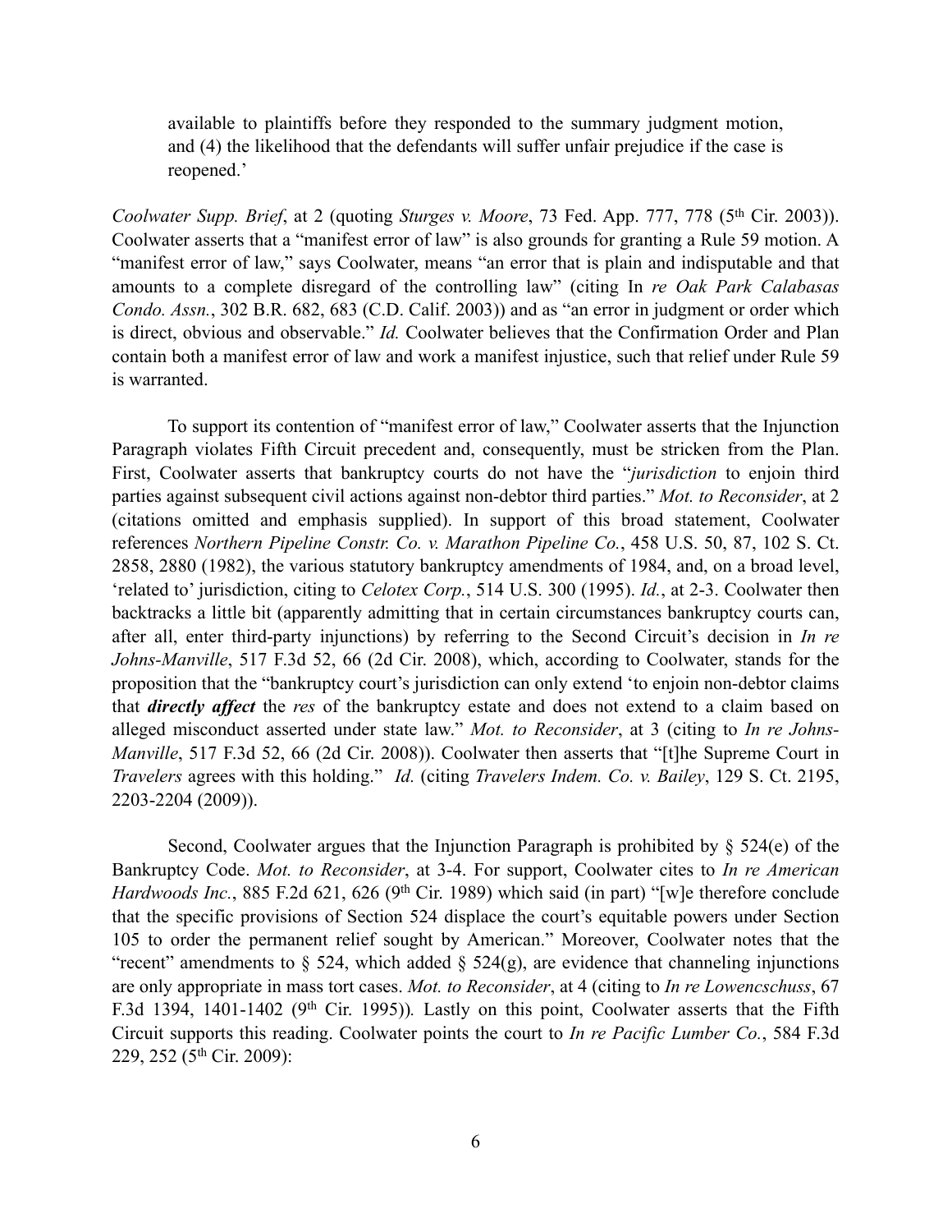available to plaintiffs before they responded to the summary judgment motion, and (4) the likelihood that the defendants will suffer unfair prejudice if the case is reopened.'

*Coolwater Supp. Brief*, at 2 (quoting *Sturges v. Moore*, 73 Fed. App. 777, 778 (5th Cir. 2003)). Coolwater asserts that a "manifest error of law" is also grounds for granting a Rule 59 motion. A "manifest error of law," says Coolwater, means "an error that is plain and indisputable and that amounts to a complete disregard of the controlling law" (citing In *re Oak Park Calabasas Condo. Assn.*, 302 B.R. 682, 683 (C.D. Calif. 2003)) and as "an error in judgment or order which is direct, obvious and observable." *Id.* Coolwater believes that the Confirmation Order and Plan contain both a manifest error of law and work a manifest injustice, such that relief under Rule 59 is warranted.

To support its contention of "manifest error of law," Coolwater asserts that the Injunction Paragraph violates Fifth Circuit precedent and, consequently, must be stricken from the Plan. First, Coolwater asserts that bankruptcy courts do not have the "*jurisdiction* to enjoin third parties against subsequent civil actions against non-debtor third parties." *Mot. to Reconsider*, at 2 (citations omitted and emphasis supplied). In support of this broad statement, Coolwater references *Northern Pipeline Constr. Co. v. Marathon Pipeline Co.*, 458 U.S. 50, 87, 102 S. Ct. 2858, 2880 (1982), the various statutory bankruptcy amendments of 1984, and, on a broad level, 'related to' jurisdiction, citing to *Celotex Corp.*, 514 U.S. 300 (1995). *Id.*, at 2-3. Coolwater then backtracks a little bit (apparently admitting that in certain circumstances bankruptcy courts can, after all, enter third-party injunctions) by referring to the Second Circuit's decision in *In re Johns-Manville*, 517 F.3d 52, 66 (2d Cir. 2008), which, according to Coolwater, stands for the proposition that the "bankruptcy court's jurisdiction can only extend 'to enjoin non-debtor claims that ***directly affect*** the *res* of the bankruptcy estate and does not extend to a claim based on alleged misconduct asserted under state law." *Mot. to Reconsider*, at 3 (citing to *In re Johns-Manville*, 517 F.3d 52, 66 (2d Cir. 2008)). Coolwater then asserts that "[t]he Supreme Court in *Travelers* agrees with this holding." *Id.* (citing *Travelers Indem. Co. v. Bailey*, 129 S. Ct. 2195, 2203-2204 (2009)).

Second, Coolwater argues that the Injunction Paragraph is prohibited by § 524(e) of the Bankruptcy Code. *Mot. to Reconsider*, at 3-4. For support, Coolwater cites to *In re American Hardwoods Inc.*, 885 F.2d 621, 626 (9th Cir. 1989) which said (in part) "[w]e therefore conclude that the specific provisions of Section 524 displace the court's equitable powers under Section 105 to order the permanent relief sought by American." Moreover, Coolwater notes that the "recent" amendments to § 524, which added § 524(g), are evidence that channeling injunctions are only appropriate in mass tort cases. *Mot. to Reconsider*, at 4 (citing to *In re Lowencschuss*, 67 F.3d 1394, 1401-1402 (9th Cir. 1995)). Lastly on this point, Coolwater asserts that the Fifth Circuit supports this reading. Coolwater points the court to *In re Pacific Lumber Co.*, 584 F.3d 229, 252 (5th Cir. 2009):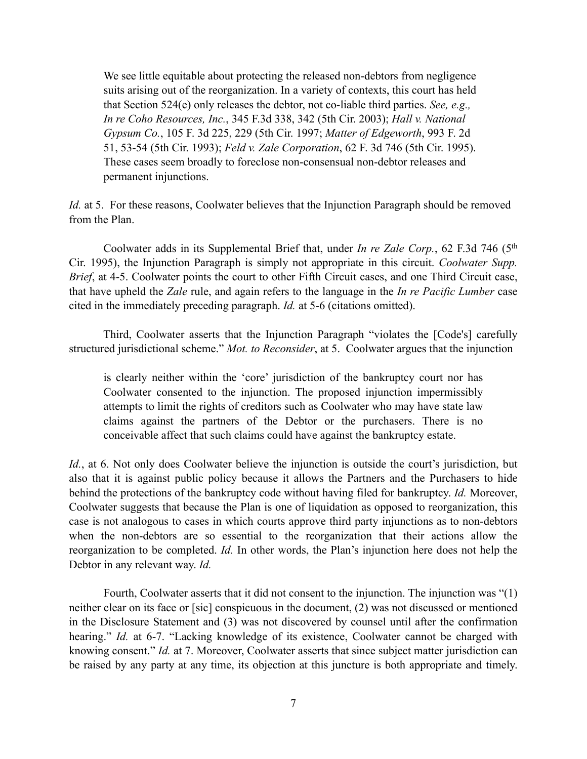> We see little equitable about protecting the released non-debtors from negligence suits arising out of the reorganization. In a variety of contexts, this court has held that Section 524(e) only releases the debtor, not co-liable third parties. *See, e.g., In re Coho Resources, Inc.*, 345 F.3d 338, 342 (5th Cir. 2003); *Hall v. National Gypsum Co.*, 105 F. 3d 225, 229 (5th Cir. 1997; *Matter of Edgeworth*, 993 F. 2d 51, 53-54 (5th Cir. 1993); *Feld v. Zale Corporation*, 62 F. 3d 746 (5th Cir. 1995). These cases seem broadly to foreclose non-consensual non-debtor releases and permanent injunctions.

*Id.* at 5. For these reasons, Coolwater believes that the Injunction Paragraph should be removed from the Plan.

Coolwater adds in its Supplemental Brief that, under *In re Zale Corp.*, 62 F.3d 746 (5th Cir. 1995), the Injunction Paragraph is simply not appropriate in this circuit. *Coolwater Supp. Brief*, at 4-5. Coolwater points the court to other Fifth Circuit cases, and one Third Circuit case, that have upheld the *Zale* rule, and again refers to the language in the *In re Pacific Lumber* case cited in the immediately preceding paragraph. *Id.* at 5-6 (citations omitted).

Third, Coolwater asserts that the Injunction Paragraph "violates the [Code's] carefully structured jurisdictional scheme." *Mot. to Reconsider*, at 5. Coolwater argues that the injunction

> is clearly neither within the 'core' jurisdiction of the bankruptcy court nor has Coolwater consented to the injunction. The proposed injunction impermissibly attempts to limit the rights of creditors such as Coolwater who may have state law claims against the partners of the Debtor or the purchasers. There is no conceivable affect that such claims could have against the bankruptcy estate.

*Id.*, at 6. Not only does Coolwater believe the injunction is outside the court's jurisdiction, but also that it is against public policy because it allows the Partners and the Purchasers to hide behind the protections of the bankruptcy code without having filed for bankruptcy. *Id.* Moreover, Coolwater suggests that because the Plan is one of liquidation as opposed to reorganization, this case is not analogous to cases in which courts approve third party injunctions as to non-debtors when the non-debtors are so essential to the reorganization that their actions allow the reorganization to be completed. *Id.* In other words, the Plan's injunction here does not help the Debtor in any relevant way. *Id.*

Fourth, Coolwater asserts that it did not consent to the injunction. The injunction was "(1) neither clear on its face or [sic] conspicuous in the document, (2) was not discussed or mentioned in the Disclosure Statement and (3) was not discovered by counsel until after the confirmation hearing." *Id.* at 6-7. "Lacking knowledge of its existence, Coolwater cannot be charged with knowing consent." *Id.* at 7. Moreover, Coolwater asserts that since subject matter jurisdiction can be raised by any party at any time, its objection at this juncture is both appropriate and timely.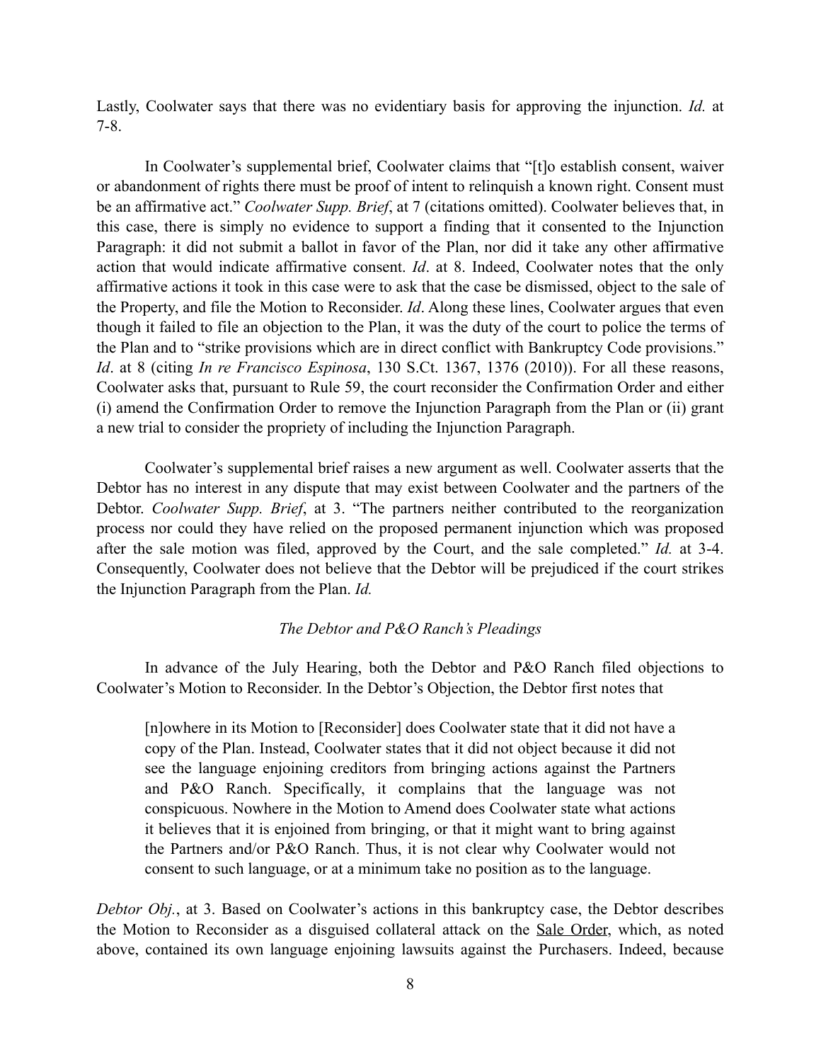Lastly, Coolwater says that there was no evidentiary basis for approving the injunction. *Id.* at 7-8.

In Coolwater's supplemental brief, Coolwater claims that "[t]o establish consent, waiver or abandonment of rights there must be proof of intent to relinquish a known right. Consent must be an affirmative act." *Coolwater Supp. Brief*, at 7 (citations omitted). Coolwater believes that, in this case, there is simply no evidence to support a finding that it consented to the Injunction Paragraph: it did not submit a ballot in favor of the Plan, nor did it take any other affirmative action that would indicate affirmative consent. *Id*. at 8. Indeed, Coolwater notes that the only affirmative actions it took in this case were to ask that the case be dismissed, object to the sale of the Property, and file the Motion to Reconsider. *Id*. Along these lines, Coolwater argues that even though it failed to file an objection to the Plan, it was the duty of the court to police the terms of the Plan and to "strike provisions which are in direct conflict with Bankruptcy Code provisions." *Id*. at 8 (citing *In re Francisco Espinosa*, 130 S.Ct. 1367, 1376 (2010)). For all these reasons, Coolwater asks that, pursuant to Rule 59, the court reconsider the Confirmation Order and either (i) amend the Confirmation Order to remove the Injunction Paragraph from the Plan or (ii) grant a new trial to consider the propriety of including the Injunction Paragraph.

Coolwater's supplemental brief raises a new argument as well. Coolwater asserts that the Debtor has no interest in any dispute that may exist between Coolwater and the partners of the Debtor. *Coolwater Supp. Brief*, at 3. "The partners neither contributed to the reorganization process nor could they have relied on the proposed permanent injunction which was proposed after the sale motion was filed, approved by the Court, and the sale completed." *Id.* at 3-4. Consequently, Coolwater does not believe that the Debtor will be prejudiced if the court strikes the Injunction Paragraph from the Plan. *Id.*

*The Debtor and P&O Ranch's Pleadings*

In advance of the July Hearing, both the Debtor and P&O Ranch filed objections to Coolwater's Motion to Reconsider. In the Debtor's Objection, the Debtor first notes that

> [n]owhere in its Motion to [Reconsider] does Coolwater state that it did not have a copy of the Plan. Instead, Coolwater states that it did not object because it did not see the language enjoining creditors from bringing actions against the Partners and P&O Ranch. Specifically, it complains that the language was not conspicuous. Nowhere in the Motion to Amend does Coolwater state what actions it believes that it is enjoined from bringing, or that it might want to bring against the Partners and/or P&O Ranch. Thus, it is not clear why Coolwater would not consent to such language, or at a minimum take no position as to the language.

*Debtor Obj.*, at 3. Based on Coolwater's actions in this bankruptcy case, the Debtor describes the Motion to Reconsider as a disguised collateral attack on the <u>Sale Order</u>, which, as noted above, contained its own language enjoining lawsuits against the Purchasers. Indeed, because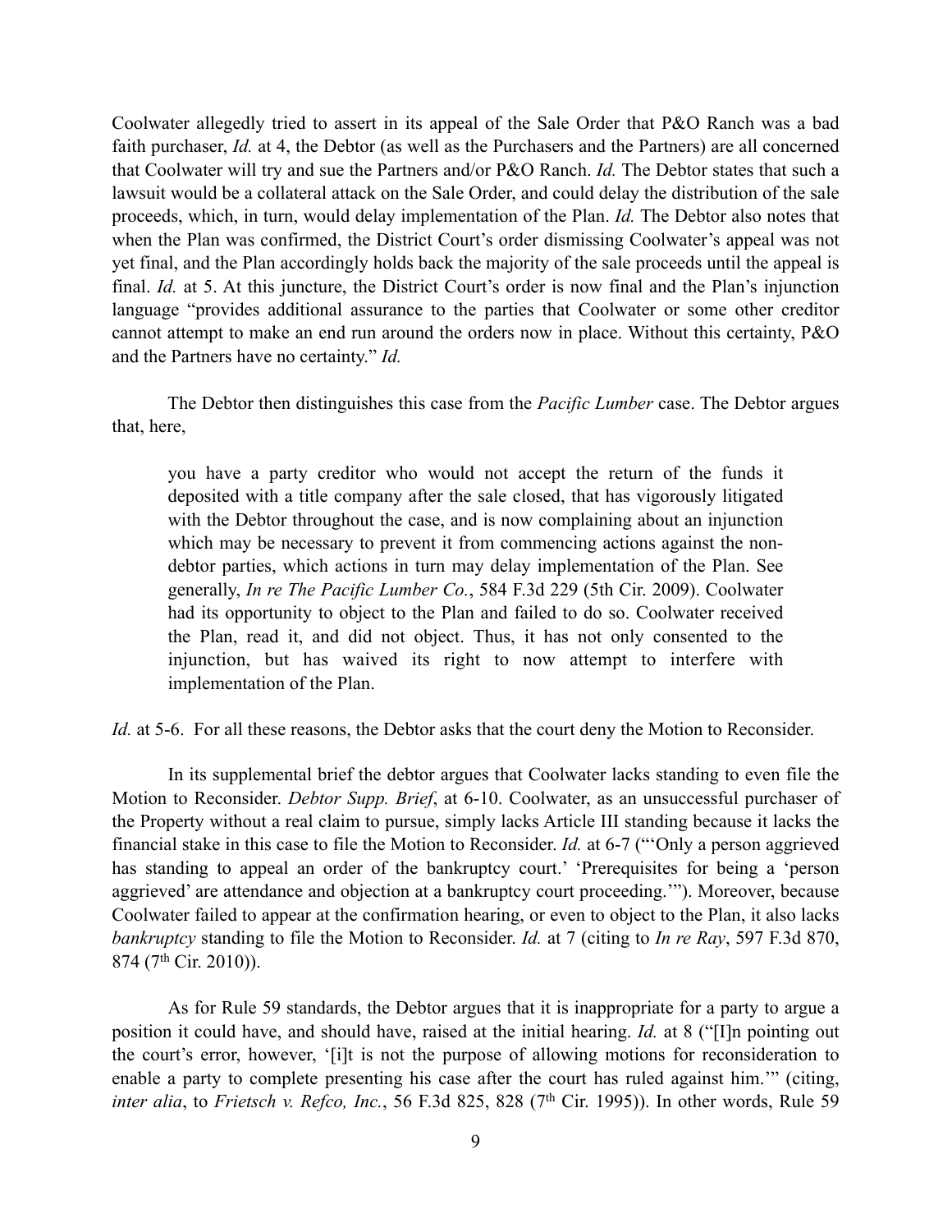Coolwater allegedly tried to assert in its appeal of the Sale Order that P&O Ranch was a bad faith purchaser, *Id.* at 4, the Debtor (as well as the Purchasers and the Partners) are all concerned that Coolwater will try and sue the Partners and/or P&O Ranch. *Id.* The Debtor states that such a lawsuit would be a collateral attack on the Sale Order, and could delay the distribution of the sale proceeds, which, in turn, would delay implementation of the Plan. *Id.* The Debtor also notes that when the Plan was confirmed, the District Court's order dismissing Coolwater's appeal was not yet final, and the Plan accordingly holds back the majority of the sale proceeds until the appeal is final. *Id.* at 5. At this juncture, the District Court's order is now final and the Plan's injunction language "provides additional assurance to the parties that Coolwater or some other creditor cannot attempt to make an end run around the orders now in place. Without this certainty, P&O and the Partners have no certainty." *Id.*

The Debtor then distinguishes this case from the *Pacific Lumber* case. The Debtor argues that, here,

> you have a party creditor who would not accept the return of the funds it deposited with a title company after the sale closed, that has vigorously litigated with the Debtor throughout the case, and is now complaining about an injunction which may be necessary to prevent it from commencing actions against the non-debtor parties, which actions in turn may delay implementation of the Plan. See generally, *In re The Pacific Lumber Co.*, 584 F.3d 229 (5th Cir. 2009). Coolwater had its opportunity to object to the Plan and failed to do so. Coolwater received the Plan, read it, and did not object. Thus, it has not only consented to the injunction, but has waived its right to now attempt to interfere with implementation of the Plan.

*Id.* at 5-6. For all these reasons, the Debtor asks that the court deny the Motion to Reconsider.

In its supplemental brief the debtor argues that Coolwater lacks standing to even file the Motion to Reconsider. *Debtor Supp. Brief*, at 6-10. Coolwater, as an unsuccessful purchaser of the Property without a real claim to pursue, simply lacks Article III standing because it lacks the financial stake in this case to file the Motion to Reconsider. *Id.* at 6-7 ("'Only a person aggrieved has standing to appeal an order of the bankruptcy court.' 'Prerequisites for being a 'person aggrieved' are attendance and objection at a bankruptcy court proceeding.'"). Moreover, because Coolwater failed to appear at the confirmation hearing, or even to object to the Plan, it also lacks *bankruptcy* standing to file the Motion to Reconsider. *Id.* at 7 (citing to *In re Ray*, 597 F.3d 870, 874 (7th Cir. 2010)).

As for Rule 59 standards, the Debtor argues that it is inappropriate for a party to argue a position it could have, and should have, raised at the initial hearing. *Id.* at 8 ("[I]n pointing out the court's error, however, '[i]t is not the purpose of allowing motions for reconsideration to enable a party to complete presenting his case after the court has ruled against him.'" (citing, *inter alia*, to *Frietsch v. Refco, Inc.*, 56 F.3d 825, 828 (7th Cir. 1995)). In other words, Rule 59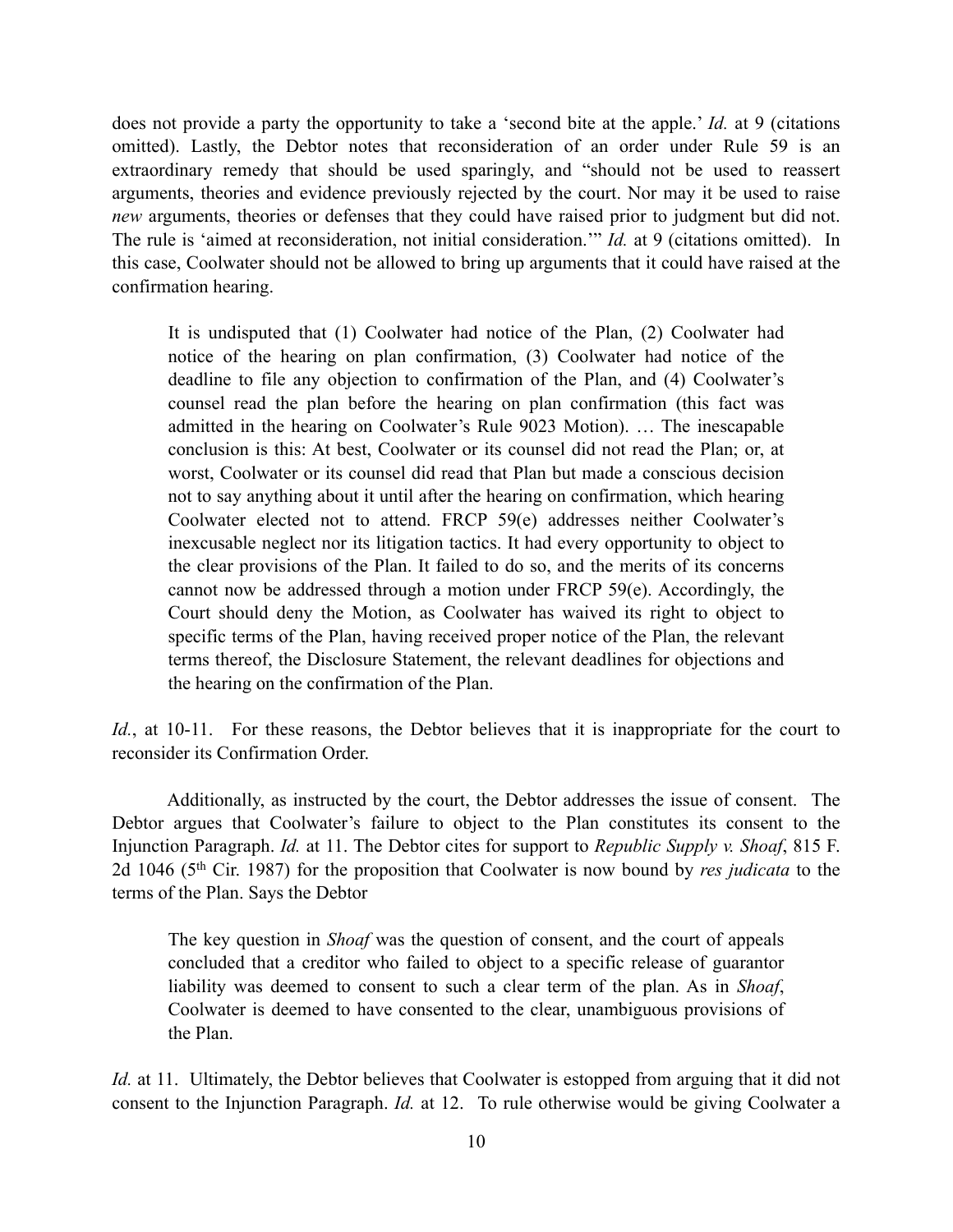does not provide a party the opportunity to take a 'second bite at the apple.' *Id.* at 9 (citations omitted). Lastly, the Debtor notes that reconsideration of an order under Rule 59 is an extraordinary remedy that should be used sparingly, and "should not be used to reassert arguments, theories and evidence previously rejected by the court. Nor may it be used to raise *new* arguments, theories or defenses that they could have raised prior to judgment but did not. The rule is 'aimed at reconsideration, not initial consideration.'" *Id.* at 9 (citations omitted). In this case, Coolwater should not be allowed to bring up arguments that it could have raised at the confirmation hearing.

> It is undisputed that (1) Coolwater had notice of the Plan, (2) Coolwater had notice of the hearing on plan confirmation, (3) Coolwater had notice of the deadline to file any objection to confirmation of the Plan, and (4) Coolwater's counsel read the plan before the hearing on plan confirmation (this fact was admitted in the hearing on Coolwater's Rule 9023 Motion). … The inescapable conclusion is this: At best, Coolwater or its counsel did not read the Plan; or, at worst, Coolwater or its counsel did read that Plan but made a conscious decision not to say anything about it until after the hearing on confirmation, which hearing Coolwater elected not to attend. FRCP 59(e) addresses neither Coolwater's inexcusable neglect nor its litigation tactics. It had every opportunity to object to the clear provisions of the Plan. It failed to do so, and the merits of its concerns cannot now be addressed through a motion under FRCP 59(e). Accordingly, the Court should deny the Motion, as Coolwater has waived its right to object to specific terms of the Plan, having received proper notice of the Plan, the relevant terms thereof, the Disclosure Statement, the relevant deadlines for objections and the hearing on the confirmation of the Plan.

*Id.*, at 10-11. For these reasons, the Debtor believes that it is inappropriate for the court to reconsider its Confirmation Order.

Additionally, as instructed by the court, the Debtor addresses the issue of consent. The Debtor argues that Coolwater's failure to object to the Plan constitutes its consent to the Injunction Paragraph. *Id.* at 11. The Debtor cites for support to *Republic Supply v. Shoaf*, 815 F. 2d 1046 (5th Cir. 1987) for the proposition that Coolwater is now bound by *res judicata* to the terms of the Plan. Says the Debtor

> The key question in *Shoaf* was the question of consent, and the court of appeals concluded that a creditor who failed to object to a specific release of guarantor liability was deemed to consent to such a clear term of the plan. As in *Shoaf*, Coolwater is deemed to have consented to the clear, unambiguous provisions of the Plan.

*Id.* at 11. Ultimately, the Debtor believes that Coolwater is estopped from arguing that it did not consent to the Injunction Paragraph. *Id.* at 12. To rule otherwise would be giving Coolwater a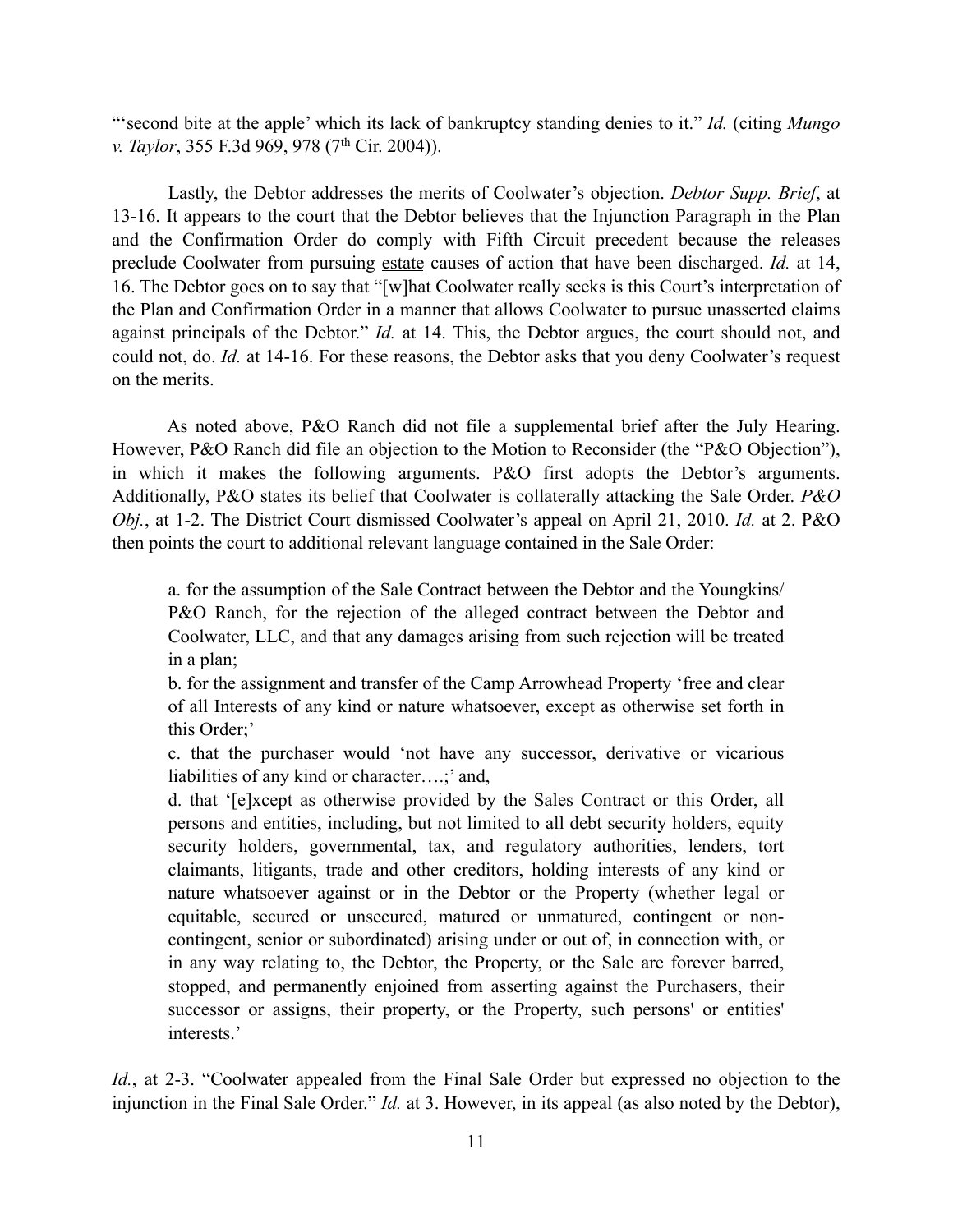"'second bite at the apple' which its lack of bankruptcy standing denies to it." *Id.* (citing *Mungo v. Taylor*, 355 F.3d 969, 978 (7th Cir. 2004)).

Lastly, the Debtor addresses the merits of Coolwater's objection. *Debtor Supp. Brief*, at 13-16. It appears to the court that the Debtor believes that the Injunction Paragraph in the Plan and the Confirmation Order do comply with Fifth Circuit precedent because the releases preclude Coolwater from pursuing estate causes of action that have been discharged. *Id.* at 14, 16. The Debtor goes on to say that "[w]hat Coolwater really seeks is this Court's interpretation of the Plan and Confirmation Order in a manner that allows Coolwater to pursue unasserted claims against principals of the Debtor." *Id.* at 14. This, the Debtor argues, the court should not, and could not, do. *Id.* at 14-16. For these reasons, the Debtor asks that you deny Coolwater's request on the merits.

As noted above, P&O Ranch did not file a supplemental brief after the July Hearing. However, P&O Ranch did file an objection to the Motion to Reconsider (the "P&O Objection"), in which it makes the following arguments. P&O first adopts the Debtor's arguments. Additionally, P&O states its belief that Coolwater is collaterally attacking the Sale Order. *P&O Obj.*, at 1-2. The District Court dismissed Coolwater's appeal on April 21, 2010. *Id.* at 2. P&O then points the court to additional relevant language contained in the Sale Order:

> a. for the assumption of the Sale Contract between the Debtor and the Youngkins/ P&O Ranch, for the rejection of the alleged contract between the Debtor and Coolwater, LLC, and that any damages arising from such rejection will be treated in a plan;
>
> b. for the assignment and transfer of the Camp Arrowhead Property 'free and clear of all Interests of any kind or nature whatsoever, except as otherwise set forth in this Order;'
>
> c. that the purchaser would 'not have any successor, derivative or vicarious liabilities of any kind or character….;' and,
>
> d. that '[e]xcept as otherwise provided by the Sales Contract or this Order, all persons and entities, including, but not limited to all debt security holders, equity security holders, governmental, tax, and regulatory authorities, lenders, tort claimants, litigants, trade and other creditors, holding interests of any kind or nature whatsoever against or in the Debtor or the Property (whether legal or equitable, secured or unsecured, matured or unmatured, contingent or non-contingent, senior or subordinated) arising under or out of, in connection with, or in any way relating to, the Debtor, the Property, or the Sale are forever barred, stopped, and permanently enjoined from asserting against the Purchasers, their successor or assigns, their property, or the Property, such persons' or entities' interests.'

*Id.*, at 2-3. "Coolwater appealed from the Final Sale Order but expressed no objection to the injunction in the Final Sale Order." *Id.* at 3. However, in its appeal (as also noted by the Debtor),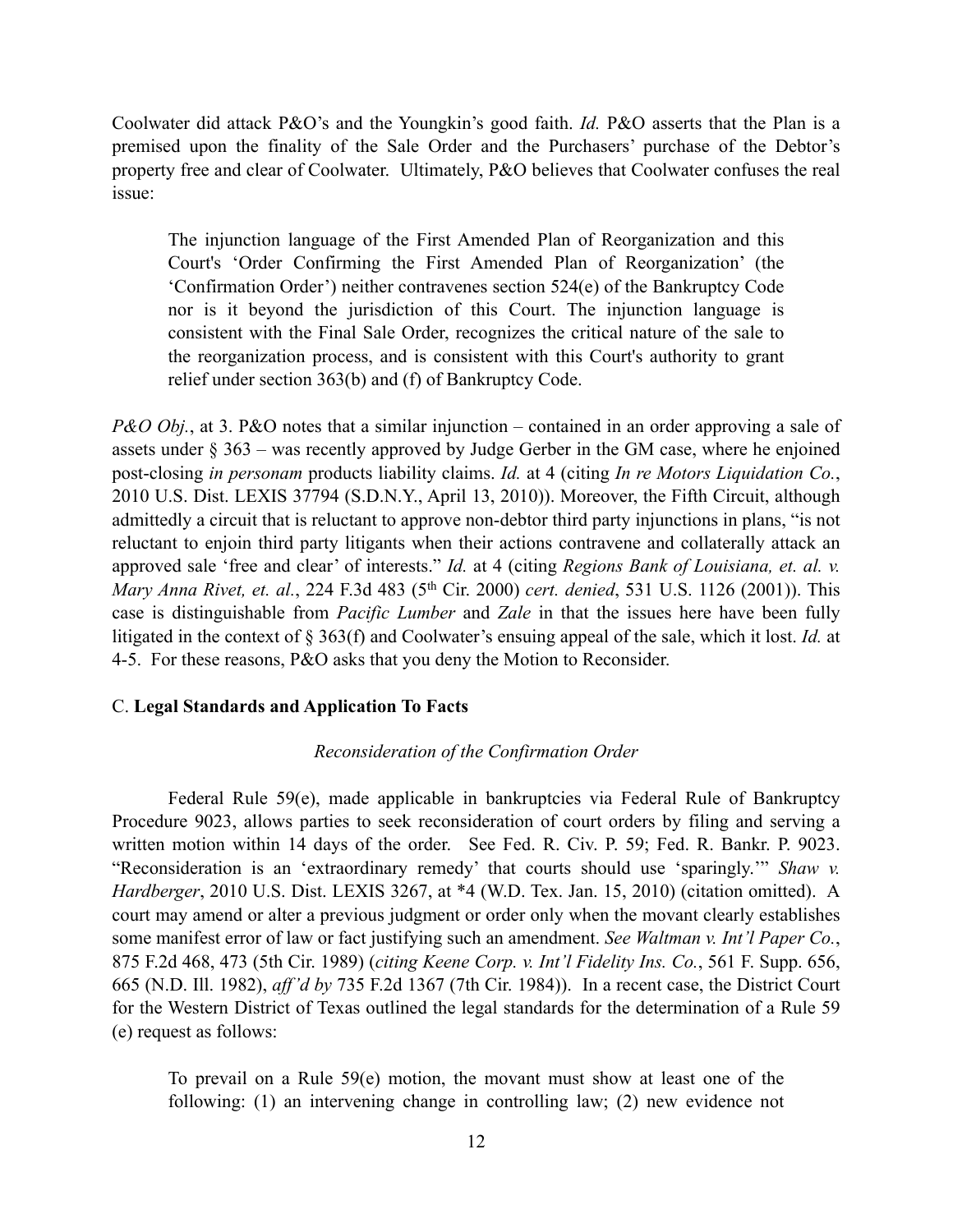Coolwater did attack P&O's and the Youngkin's good faith. *Id.* P&O asserts that the Plan is a premised upon the finality of the Sale Order and the Purchasers' purchase of the Debtor's property free and clear of Coolwater. Ultimately, P&O believes that Coolwater confuses the real issue:

> The injunction language of the First Amended Plan of Reorganization and this Court's 'Order Confirming the First Amended Plan of Reorganization' (the 'Confirmation Order') neither contravenes section 524(e) of the Bankruptcy Code nor is it beyond the jurisdiction of this Court. The injunction language is consistent with the Final Sale Order, recognizes the critical nature of the sale to the reorganization process, and is consistent with this Court's authority to grant relief under section 363(b) and (f) of Bankruptcy Code.

*P&O Obj.*, at 3. P&O notes that a similar injunction – contained in an order approving a sale of assets under § 363 – was recently approved by Judge Gerber in the GM case, where he enjoined post-closing *in personam* products liability claims. *Id.* at 4 (citing *In re Motors Liquidation Co.*, 2010 U.S. Dist. LEXIS 37794 (S.D.N.Y., April 13, 2010)). Moreover, the Fifth Circuit, although admittedly a circuit that is reluctant to approve non-debtor third party injunctions in plans, "is not reluctant to enjoin third party litigants when their actions contravene and collaterally attack an approved sale 'free and clear' of interests." *Id.* at 4 (citing *Regions Bank of Louisiana, et. al. v. Mary Anna Rivet, et. al.*, 224 F.3d 483 (5th Cir. 2000) *cert. denied*, 531 U.S. 1126 (2001)). This case is distinguishable from *Pacific Lumber* and *Zale* in that the issues here have been fully litigated in the context of § 363(f) and Coolwater's ensuing appeal of the sale, which it lost. *Id.* at 4-5. For these reasons, P&O asks that you deny the Motion to Reconsider.

### C. **Legal Standards and Application To Facts**

*Reconsideration of the Confirmation Order*

Federal Rule 59(e), made applicable in bankruptcies via Federal Rule of Bankruptcy Procedure 9023, allows parties to seek reconsideration of court orders by filing and serving a written motion within 14 days of the order. See Fed. R. Civ. P. 59; Fed. R. Bankr. P. 9023. "Reconsideration is an 'extraordinary remedy' that courts should use 'sparingly.'" *Shaw v. Hardberger*, 2010 U.S. Dist. LEXIS 3267, at *4 (W.D. Tex. Jan. 15, 2010) (citation omitted). A court may amend or alter a previous judgment or order only when the movant clearly establishes some manifest error of law or fact justifying such an amendment. *See Waltman v. Int'l Paper Co.*, 875 F.2d 468, 473 (5th Cir. 1989) (*citing Keene Corp. v. Int'l Fidelity Ins. Co.*, 561 F. Supp. 656, 665 (N.D. Ill. 1982), *aff'd by* 735 F.2d 1367 (7th Cir. 1984)). In a recent case, the District Court for the Western District of Texas outlined the legal standards for the determination of a Rule 59 (e) request as follows:

> To prevail on a Rule 59(e) motion, the movant must show at least one of the following: (1) an intervening change in controlling law; (2) new evidence not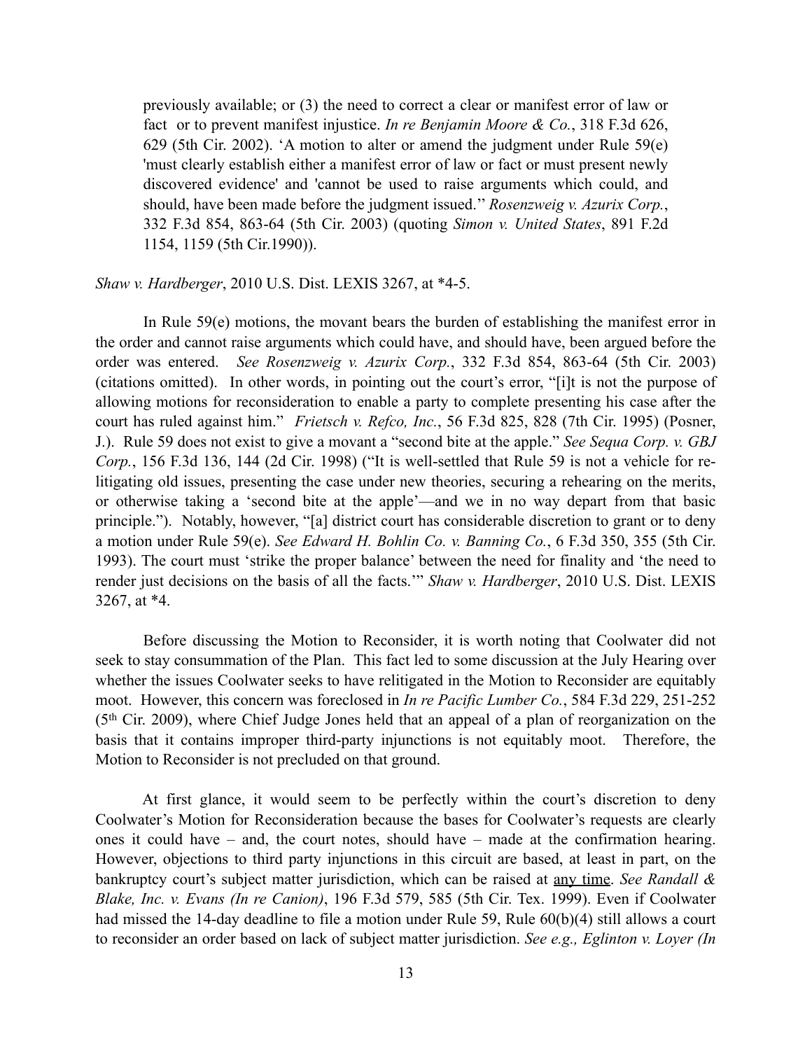> previously available; or (3) the need to correct a clear or manifest error of law or fact or to prevent manifest injustice. *In re Benjamin Moore & Co.*, 318 F.3d 626, 629 (5th Cir. 2002). 'A motion to alter or amend the judgment under Rule 59(e) 'must clearly establish either a manifest error of law or fact or must present newly discovered evidence' and 'cannot be used to raise arguments which could, and should, have been made before the judgment issued.'' *Rosenzweig v. Azurix Corp.*, 332 F.3d 854, 863-64 (5th Cir. 2003) (quoting *Simon v. United States*, 891 F.2d 1154, 1159 (5th Cir.1990)).

*Shaw v. Hardberger*, 2010 U.S. Dist. LEXIS 3267, at *4-5.

In Rule 59(e) motions, the movant bears the burden of establishing the manifest error in the order and cannot raise arguments which could have, and should have, been argued before the order was entered. *See Rosenzweig v. Azurix Corp.*, 332 F.3d 854, 863-64 (5th Cir. 2003) (citations omitted). In other words, in pointing out the court's error, "[i]t is not the purpose of allowing motions for reconsideration to enable a party to complete presenting his case after the court has ruled against him." *Frietsch v. Refco, Inc.*, 56 F.3d 825, 828 (7th Cir. 1995) (Posner, J.). Rule 59 does not exist to give a movant a "second bite at the apple." *See Sequa Corp. v. GBJ Corp.*, 156 F.3d 136, 144 (2d Cir. 1998) ("It is well-settled that Rule 59 is not a vehicle for re-litigating old issues, presenting the case under new theories, securing a rehearing on the merits, or otherwise taking a 'second bite at the apple'—and we in no way depart from that basic principle."). Notably, however, "[a] district court has considerable discretion to grant or to deny a motion under Rule 59(e). *See Edward H. Bohlin Co. v. Banning Co.*, 6 F.3d 350, 355 (5th Cir. 1993). The court must 'strike the proper balance' between the need for finality and 'the need to render just decisions on the basis of all the facts.'" *Shaw v. Hardberger*, 2010 U.S. Dist. LEXIS 3267, at *4.

Before discussing the Motion to Reconsider, it is worth noting that Coolwater did not seek to stay consummation of the Plan. This fact led to some discussion at the July Hearing over whether the issues Coolwater seeks to have relitigated in the Motion to Reconsider are equitably moot. However, this concern was foreclosed in *In re Pacific Lumber Co.*, 584 F.3d 229, 251-252 (5th Cir. 2009), where Chief Judge Jones held that an appeal of a plan of reorganization on the basis that it contains improper third-party injunctions is not equitably moot. Therefore, the Motion to Reconsider is not precluded on that ground.

At first glance, it would seem to be perfectly within the court's discretion to deny Coolwater's Motion for Reconsideration because the bases for Coolwater's requests are clearly ones it could have – and, the court notes, should have – made at the confirmation hearing. However, objections to third party injunctions in this circuit are based, at least in part, on the bankruptcy court's subject matter jurisdiction, which can be raised at <u>any time</u>. *See Randall & Blake, Inc. v. Evans (In re Canion)*, 196 F.3d 579, 585 (5th Cir. Tex. 1999). Even if Coolwater had missed the 14-day deadline to file a motion under Rule 59, Rule 60(b)(4) still allows a court to reconsider an order based on lack of subject matter jurisdiction. *See e.g., Eglinton v. Loyer (In*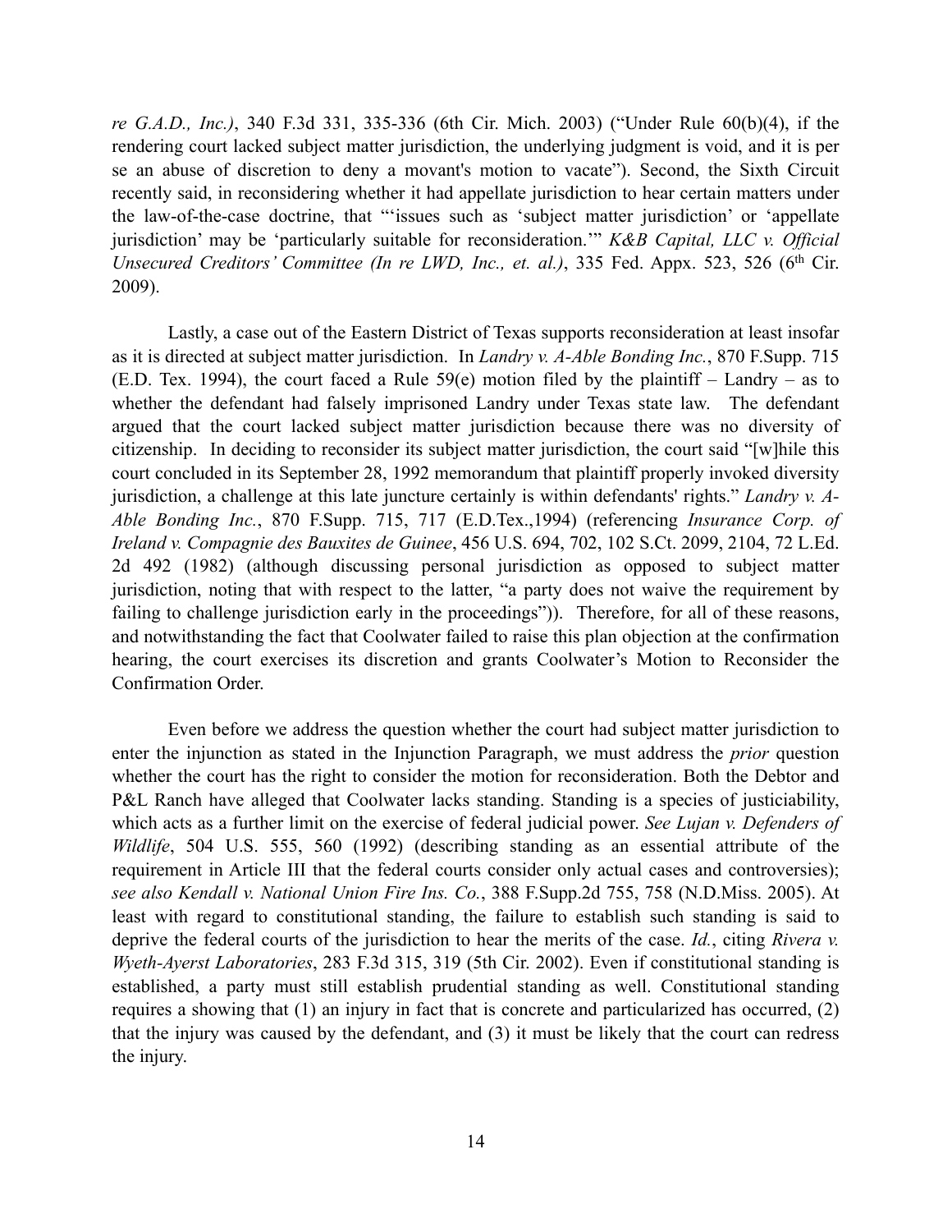*re G.A.D., Inc.)*, 340 F.3d 331, 335-336 (6th Cir. Mich. 2003) ("Under Rule 60(b)(4), if the rendering court lacked subject matter jurisdiction, the underlying judgment is void, and it is per se an abuse of discretion to deny a movant's motion to vacate"). Second, the Sixth Circuit recently said, in reconsidering whether it had appellate jurisdiction to hear certain matters under the law-of-the-case doctrine, that "'issues such as 'subject matter jurisdiction' or 'appellate jurisdiction' may be 'particularly suitable for reconsideration.'" *K&B Capital, LLC v. Official Unsecured Creditors' Committee (In re LWD, Inc., et. al.)*, 335 Fed. Appx. 523, 526 (6th Cir. 2009).

Lastly, a case out of the Eastern District of Texas supports reconsideration at least insofar as it is directed at subject matter jurisdiction. In *Landry v. A-Able Bonding Inc.*, 870 F.Supp. 715 (E.D. Tex. 1994), the court faced a Rule 59(e) motion filed by the plaintiff – Landry – as to whether the defendant had falsely imprisoned Landry under Texas state law. The defendant argued that the court lacked subject matter jurisdiction because there was no diversity of citizenship. In deciding to reconsider its subject matter jurisdiction, the court said "[w]hile this court concluded in its September 28, 1992 memorandum that plaintiff properly invoked diversity jurisdiction, a challenge at this late juncture certainly is within defendants' rights." *Landry v. A-Able Bonding Inc.*, 870 F.Supp. 715, 717 (E.D.Tex.,1994) (referencing *Insurance Corp. of Ireland v. Compagnie des Bauxites de Guinee*, 456 U.S. 694, 702, 102 S.Ct. 2099, 2104, 72 L.Ed. 2d 492 (1982) (although discussing personal jurisdiction as opposed to subject matter jurisdiction, noting that with respect to the latter, "a party does not waive the requirement by failing to challenge jurisdiction early in the proceedings")). Therefore, for all of these reasons, and notwithstanding the fact that Coolwater failed to raise this plan objection at the confirmation hearing, the court exercises its discretion and grants Coolwater's Motion to Reconsider the Confirmation Order.

Even before we address the question whether the court had subject matter jurisdiction to enter the injunction as stated in the Injunction Paragraph, we must address the *prior* question whether the court has the right to consider the motion for reconsideration. Both the Debtor and P&L Ranch have alleged that Coolwater lacks standing. Standing is a species of justiciability, which acts as a further limit on the exercise of federal judicial power. *See Lujan v. Defenders of Wildlife*, 504 U.S. 555, 560 (1992) (describing standing as an essential attribute of the requirement in Article III that the federal courts consider only actual cases and controversies); *see also Kendall v. National Union Fire Ins. Co.*, 388 F.Supp.2d 755, 758 (N.D.Miss. 2005). At least with regard to constitutional standing, the failure to establish such standing is said to deprive the federal courts of the jurisdiction to hear the merits of the case. *Id.*, citing *Rivera v. Wyeth-Ayerst Laboratories*, 283 F.3d 315, 319 (5th Cir. 2002). Even if constitutional standing is established, a party must still establish prudential standing as well. Constitutional standing requires a showing that (1) an injury in fact that is concrete and particularized has occurred, (2) that the injury was caused by the defendant, and (3) it must be likely that the court can redress the injury.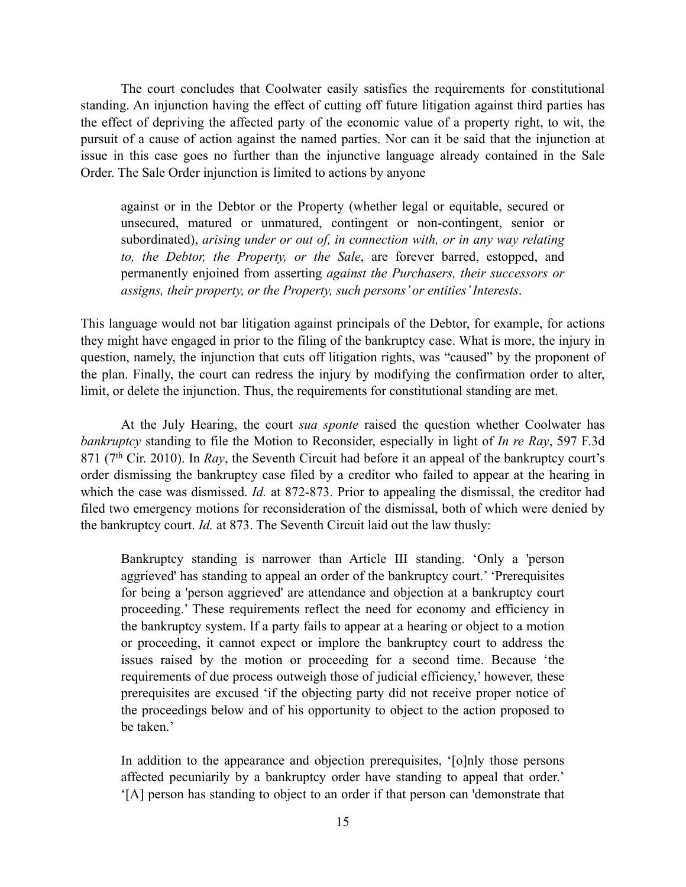The court concludes that Coolwater easily satisfies the requirements for constitutional standing. An injunction having the effect of cutting off future litigation against third parties has the effect of depriving the affected party of the economic value of a property right, to wit, the pursuit of a cause of action against the named parties. Nor can it be said that the injunction at issue in this case goes no further than the injunctive language already contained in the Sale Order. The Sale Order injunction is limited to actions by anyone

> against or in the Debtor or the Property (whether legal or equitable, secured or unsecured, matured or unmatured, contingent or non-contingent, senior or subordinated), *arising under or out of, in connection with, or in any way relating to, the Debtor, the Property, or the Sale*, are forever barred, estopped, and permanently enjoined from asserting *against the Purchasers, their successors or assigns, their property, or the Property, such persons' or entities' Interests*.

This language would not bar litigation against principals of the Debtor, for example, for actions they might have engaged in prior to the filing of the bankruptcy case. What is more, the injury in question, namely, the injunction that cuts off litigation rights, was "caused" by the proponent of the plan. Finally, the court can redress the injury by modifying the confirmation order to alter, limit, or delete the injunction. Thus, the requirements for constitutional standing are met.

At the July Hearing, the court *sua sponte* raised the question whether Coolwater has *bankruptcy* standing to file the Motion to Reconsider, especially in light of *In re Ray*, 597 F.3d 871 (7th Cir. 2010). In *Ray*, the Seventh Circuit had before it an appeal of the bankruptcy court's order dismissing the bankruptcy case filed by a creditor who failed to appear at the hearing in which the case was dismissed. *Id.* at 872-873. Prior to appealing the dismissal, the creditor had filed two emergency motions for reconsideration of the dismissal, both of which were denied by the bankruptcy court. *Id.* at 873. The Seventh Circuit laid out the law thusly:

> Bankruptcy standing is narrower than Article III standing. 'Only a 'person aggrieved' has standing to appeal an order of the bankruptcy court.' 'Prerequisites for being a 'person aggrieved' are attendance and objection at a bankruptcy court proceeding.' These requirements reflect the need for economy and efficiency in the bankruptcy system. If a party fails to appear at a hearing or object to a motion or proceeding, it cannot expect or implore the bankruptcy court to address the issues raised by the motion or proceeding for a second time. Because 'the requirements of due process outweigh those of judicial efficiency,' however, these prerequisites are excused 'if the objecting party did not receive proper notice of the proceedings below and of his opportunity to object to the action proposed to be taken.'
>
> In addition to the appearance and objection prerequisites, '[o]nly those persons affected pecuniarily by a bankruptcy order have standing to appeal that order.' '[A] person has standing to object to an order if that person can 'demonstrate that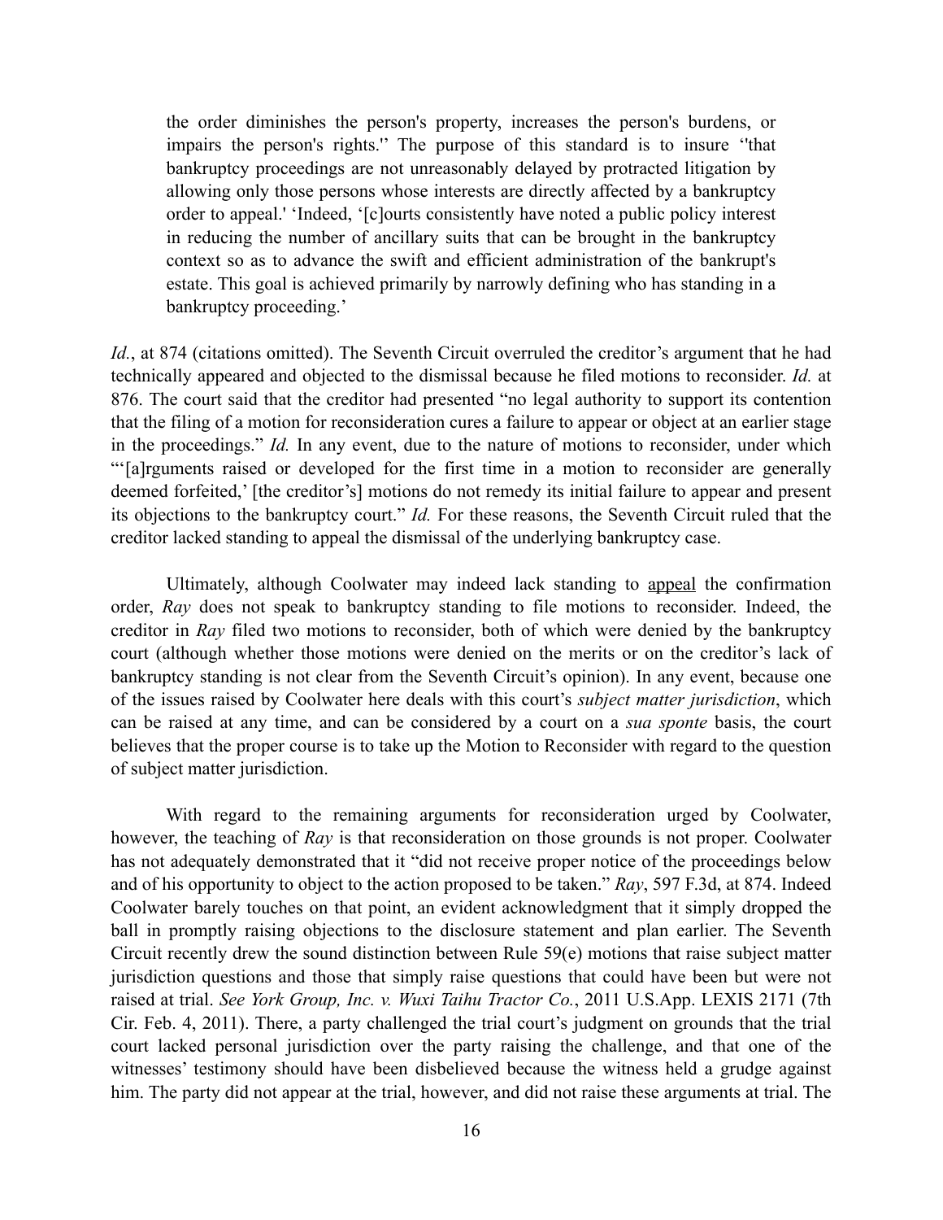> the order diminishes the person's property, increases the person's burdens, or impairs the person's rights.'' The purpose of this standard is to insure ''that bankruptcy proceedings are not unreasonably delayed by protracted litigation by allowing only those persons whose interests are directly affected by a bankruptcy order to appeal.' 'Indeed, '[c]ourts consistently have noted a public policy interest in reducing the number of ancillary suits that can be brought in the bankruptcy context so as to advance the swift and efficient administration of the bankrupt's estate. This goal is achieved primarily by narrowly defining who has standing in a bankruptcy proceeding.'

*Id.*, at 874 (citations omitted). The Seventh Circuit overruled the creditor's argument that he had technically appeared and objected to the dismissal because he filed motions to reconsider. *Id.* at 876. The court said that the creditor had presented "no legal authority to support its contention that the filing of a motion for reconsideration cures a failure to appear or object at an earlier stage in the proceedings." *Id.* In any event, due to the nature of motions to reconsider, under which "'[a]rguments raised or developed for the first time in a motion to reconsider are generally deemed forfeited,' [the creditor's] motions do not remedy its initial failure to appear and present its objections to the bankruptcy court." *Id.* For these reasons, the Seventh Circuit ruled that the creditor lacked standing to appeal the dismissal of the underlying bankruptcy case.

Ultimately, although Coolwater may indeed lack standing to <u>appeal</u> the confirmation order, *Ray* does not speak to bankruptcy standing to file motions to reconsider. Indeed, the creditor in *Ray* filed two motions to reconsider, both of which were denied by the bankruptcy court (although whether those motions were denied on the merits or on the creditor's lack of bankruptcy standing is not clear from the Seventh Circuit's opinion). In any event, because one of the issues raised by Coolwater here deals with this court's *subject matter jurisdiction*, which can be raised at any time, and can be considered by a court on a *sua sponte* basis, the court believes that the proper course is to take up the Motion to Reconsider with regard to the question of subject matter jurisdiction.

With regard to the remaining arguments for reconsideration urged by Coolwater, however, the teaching of *Ray* is that reconsideration on those grounds is not proper. Coolwater has not adequately demonstrated that it "did not receive proper notice of the proceedings below and of his opportunity to object to the action proposed to be taken." *Ray*, 597 F.3d, at 874. Indeed Coolwater barely touches on that point, an evident acknowledgment that it simply dropped the ball in promptly raising objections to the disclosure statement and plan earlier. The Seventh Circuit recently drew the sound distinction between Rule 59(e) motions that raise subject matter jurisdiction questions and those that simply raise questions that could have been but were not raised at trial. *See York Group, Inc. v. Wuxi Taihu Tractor Co.*, 2011 U.S.App. LEXIS 2171 (7th Cir. Feb. 4, 2011). There, a party challenged the trial court's judgment on grounds that the trial court lacked personal jurisdiction over the party raising the challenge, and that one of the witnesses' testimony should have been disbelieved because the witness held a grudge against him. The party did not appear at the trial, however, and did not raise these arguments at trial. The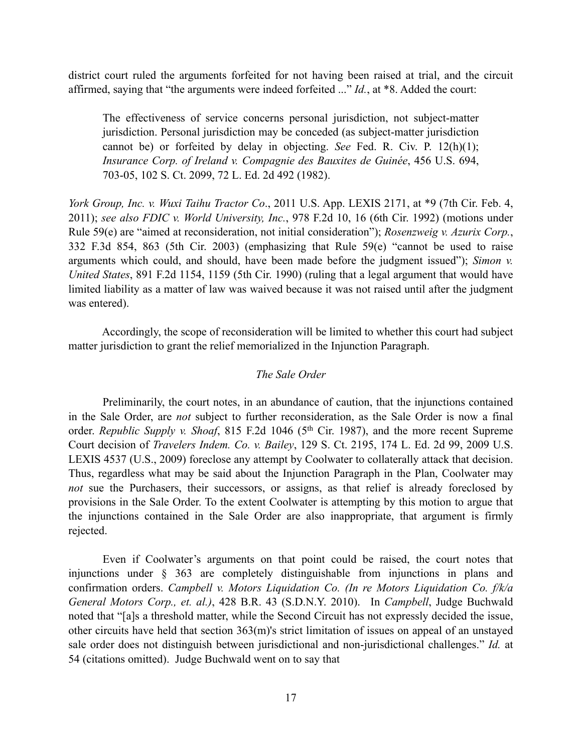district court ruled the arguments forfeited for not having been raised at trial, and the circuit affirmed, saying that "the arguments were indeed forfeited ..." *Id.*, at *8. Added the court:

> The effectiveness of service concerns personal jurisdiction, not subject-matter jurisdiction. Personal jurisdiction may be conceded (as subject-matter jurisdiction cannot be) or forfeited by delay in objecting. *See* Fed. R. Civ. P. 12(h)(1); *Insurance Corp. of Ireland v. Compagnie des Bauxites de Guinée*, 456 U.S. 694, 703-05, 102 S. Ct. 2099, 72 L. Ed. 2d 492 (1982).

*York Group, Inc. v. Wuxi Taihu Tractor Co*., 2011 U.S. App. LEXIS 2171, at *9 (7th Cir. Feb. 4, 2011); *see also FDIC v. World University, Inc.*, 978 F.2d 10, 16 (6th Cir. 1992) (motions under Rule 59(e) are "aimed at reconsideration, not initial consideration"); *Rosenzweig v. Azurix Corp.*, 332 F.3d 854, 863 (5th Cir. 2003) (emphasizing that Rule 59(e) "cannot be used to raise arguments which could, and should, have been made before the judgment issued"); *Simon v. United States*, 891 F.2d 1154, 1159 (5th Cir. 1990) (ruling that a legal argument that would have limited liability as a matter of law was waived because it was not raised until after the judgment was entered).

Accordingly, the scope of reconsideration will be limited to whether this court had subject matter jurisdiction to grant the relief memorialized in the Injunction Paragraph.

*The Sale Order*

Preliminarily, the court notes, in an abundance of caution, that the injunctions contained in the Sale Order, are *not* subject to further reconsideration, as the Sale Order is now a final order. *Republic Supply v. Shoaf*, 815 F.2d 1046 (5th Cir. 1987), and the more recent Supreme Court decision of *Travelers Indem. Co. v. Bailey*, 129 S. Ct. 2195, 174 L. Ed. 2d 99, 2009 U.S. LEXIS 4537 (U.S., 2009) foreclose any attempt by Coolwater to collaterally attack that decision. Thus, regardless what may be said about the Injunction Paragraph in the Plan, Coolwater may *not* sue the Purchasers, their successors, or assigns, as that relief is already foreclosed by provisions in the Sale Order. To the extent Coolwater is attempting by this motion to argue that the injunctions contained in the Sale Order are also inappropriate, that argument is firmly rejected.

Even if Coolwater's arguments on that point could be raised, the court notes that injunctions under § 363 are completely distinguishable from injunctions in plans and confirmation orders. *Campbell v. Motors Liquidation Co. (In re Motors Liquidation Co. f/k/a General Motors Corp., et. al.)*, 428 B.R. 43 (S.D.N.Y. 2010). In *Campbell*, Judge Buchwald noted that "[a]s a threshold matter, while the Second Circuit has not expressly decided the issue, other circuits have held that section 363(m)'s strict limitation of issues on appeal of an unstayed sale order does not distinguish between jurisdictional and non-jurisdictional challenges." *Id.* at 54 (citations omitted). Judge Buchwald went on to say that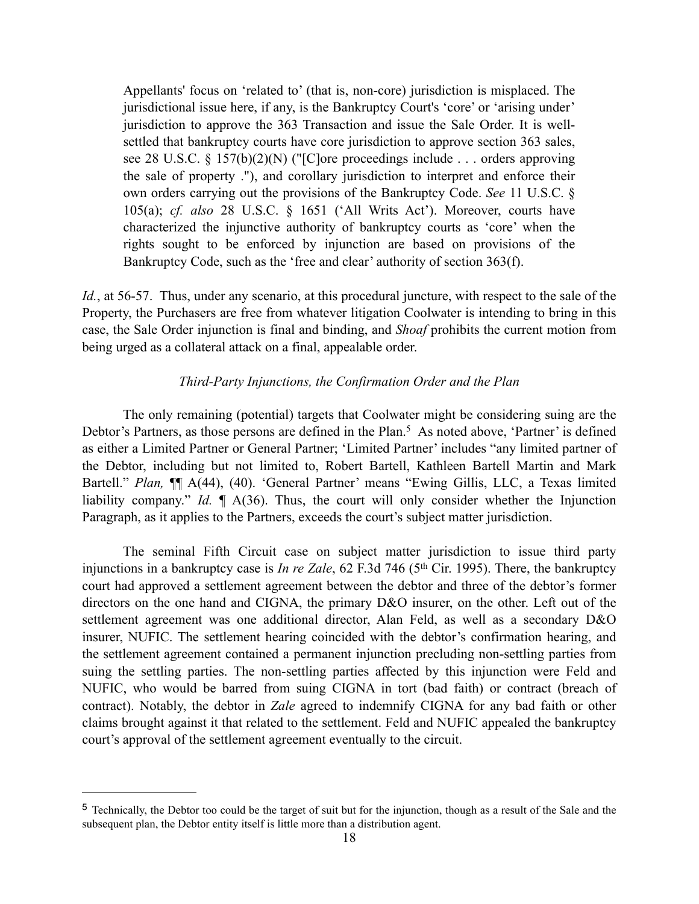> Appellants' focus on 'related to' (that is, non-core) jurisdiction is misplaced. The jurisdictional issue here, if any, is the Bankruptcy Court's 'core' or 'arising under' jurisdiction to approve the 363 Transaction and issue the Sale Order. It is well-settled that bankruptcy courts have core jurisdiction to approve section 363 sales, see 28 U.S.C. § 157(b)(2)(N) ("[C]ore proceedings include . . . orders approving the sale of property ."), and corollary jurisdiction to interpret and enforce their own orders carrying out the provisions of the Bankruptcy Code. *See* 11 U.S.C. § 105(a); *cf. also* 28 U.S.C. § 1651 ('All Writs Act'). Moreover, courts have characterized the injunctive authority of bankruptcy courts as 'core' when the rights sought to be enforced by injunction are based on provisions of the Bankruptcy Code, such as the 'free and clear' authority of section 363(f).

*Id.*, at 56-57. Thus, under any scenario, at this procedural juncture, with respect to the sale of the Property, the Purchasers are free from whatever litigation Coolwater is intending to bring in this case, the Sale Order injunction is final and binding, and *Shoaf* prohibits the current motion from being urged as a collateral attack on a final, appealable order.

*Third-Party Injunctions, the Confirmation Order and the Plan*

The only remaining (potential) targets that Coolwater might be considering suing are the Debtor's Partners, as those persons are defined in the Plan.[5] As noted above, 'Partner' is defined as either a Limited Partner or General Partner; 'Limited Partner' includes "any limited partner of the Debtor, including but not limited to, Robert Bartell, Kathleen Bartell Martin and Mark Bartell." *Plan,* ¶¶ A(44), (40). 'General Partner' means "Ewing Gillis, LLC, a Texas limited liability company." *Id.* ¶ A(36). Thus, the court will only consider whether the Injunction Paragraph, as it applies to the Partners, exceeds the court's subject matter jurisdiction.

The seminal Fifth Circuit case on subject matter jurisdiction to issue third party injunctions in a bankruptcy case is *In re Zale*, 62 F.3d 746 (5th Cir. 1995). There, the bankruptcy court had approved a settlement agreement between the debtor and three of the debtor's former directors on the one hand and CIGNA, the primary D&O insurer, on the other. Left out of the settlement agreement was one additional director, Alan Feld, as well as a secondary D&O insurer, NUFIC. The settlement hearing coincided with the debtor's confirmation hearing, and the settlement agreement contained a permanent injunction precluding non-settling parties from suing the settling parties. The non-settling parties affected by this injunction were Feld and NUFIC, who would be barred from suing CIGNA in tort (bad faith) or contract (breach of contract). Notably, the debtor in *Zale* agreed to indemnify CIGNA for any bad faith or other claims brought against it that related to the settlement. Feld and NUFIC appealed the bankruptcy court's approval of the settlement agreement eventually to the circuit.

---

[5] Technically, the Debtor too could be the target of suit but for the injunction, though as a result of the Sale and the subsequent plan, the Debtor entity itself is little more than a distribution agent.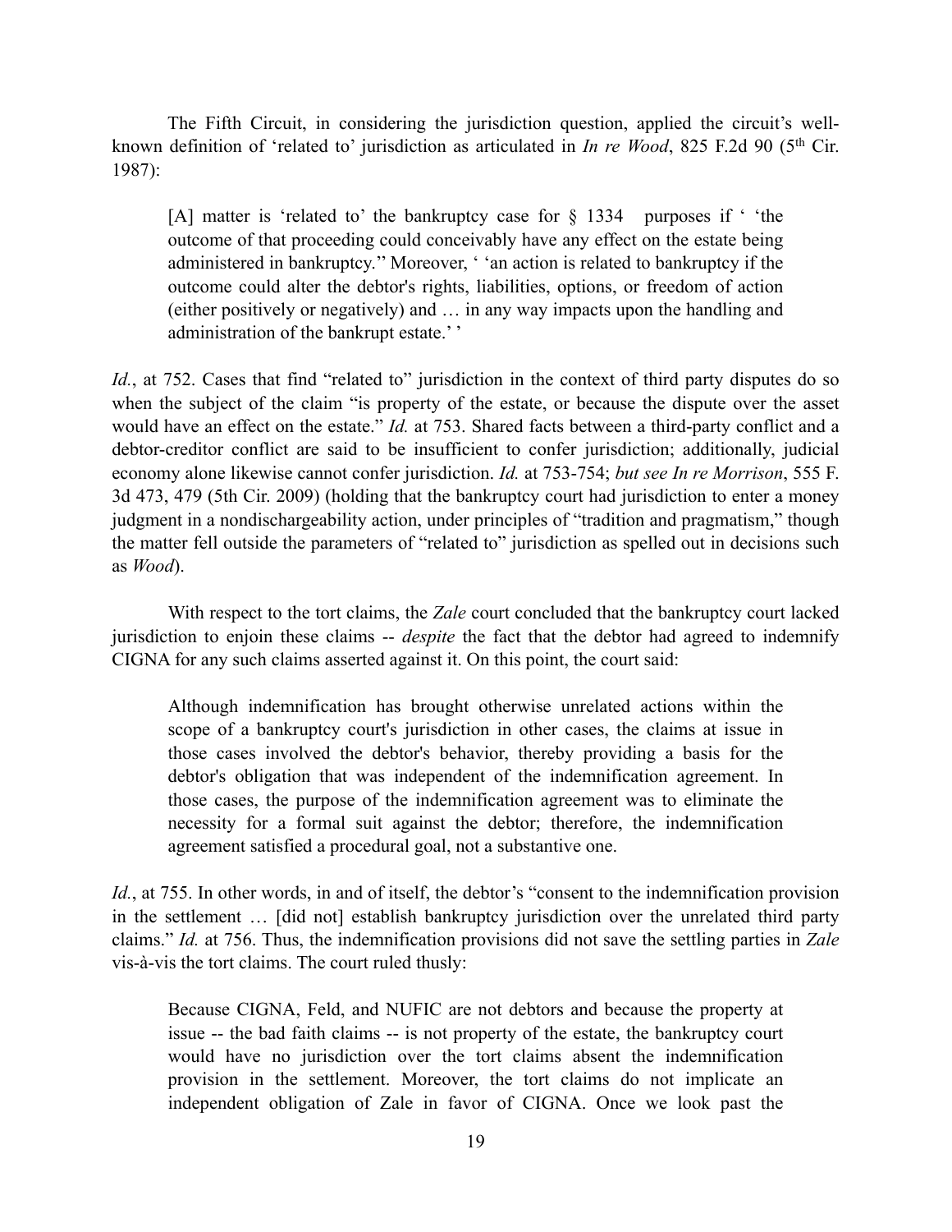The Fifth Circuit, in considering the jurisdiction question, applied the circuit's well-known definition of 'related to' jurisdiction as articulated in *In re Wood*, 825 F.2d 90 (5th Cir. 1987):

> [A] matter is 'related to' the bankruptcy case for § 1334 purposes if ' 'the outcome of that proceeding could conceivably have any effect on the estate being administered in bankruptcy.'' Moreover, ' 'an action is related to bankruptcy if the outcome could alter the debtor's rights, liabilities, options, or freedom of action (either positively or negatively) and … in any way impacts upon the handling and administration of the bankrupt estate.' '

*Id.*, at 752. Cases that find "related to" jurisdiction in the context of third party disputes do so when the subject of the claim "is property of the estate, or because the dispute over the asset would have an effect on the estate." *Id.* at 753. Shared facts between a third-party conflict and a debtor-creditor conflict are said to be insufficient to confer jurisdiction; additionally, judicial economy alone likewise cannot confer jurisdiction. *Id.* at 753-754; *but see In re Morrison*, 555 F. 3d 473, 479 (5th Cir. 2009) (holding that the bankruptcy court had jurisdiction to enter a money judgment in a nondischargeability action, under principles of "tradition and pragmatism," though the matter fell outside the parameters of "related to" jurisdiction as spelled out in decisions such as *Wood*).

With respect to the tort claims, the *Zale* court concluded that the bankruptcy court lacked jurisdiction to enjoin these claims -- *despite* the fact that the debtor had agreed to indemnify CIGNA for any such claims asserted against it. On this point, the court said:

> Although indemnification has brought otherwise unrelated actions within the scope of a bankruptcy court's jurisdiction in other cases, the claims at issue in those cases involved the debtor's behavior, thereby providing a basis for the debtor's obligation that was independent of the indemnification agreement. In those cases, the purpose of the indemnification agreement was to eliminate the necessity for a formal suit against the debtor; therefore, the indemnification agreement satisfied a procedural goal, not a substantive one.

*Id.*, at 755. In other words, in and of itself, the debtor's "consent to the indemnification provision in the settlement … [did not] establish bankruptcy jurisdiction over the unrelated third party claims." *Id.* at 756. Thus, the indemnification provisions did not save the settling parties in *Zale* vis-à-vis the tort claims. The court ruled thusly:

> Because CIGNA, Feld, and NUFIC are not debtors and because the property at issue -- the bad faith claims -- is not property of the estate, the bankruptcy court would have no jurisdiction over the tort claims absent the indemnification provision in the settlement. Moreover, the tort claims do not implicate an independent obligation of Zale in favor of CIGNA. Once we look past the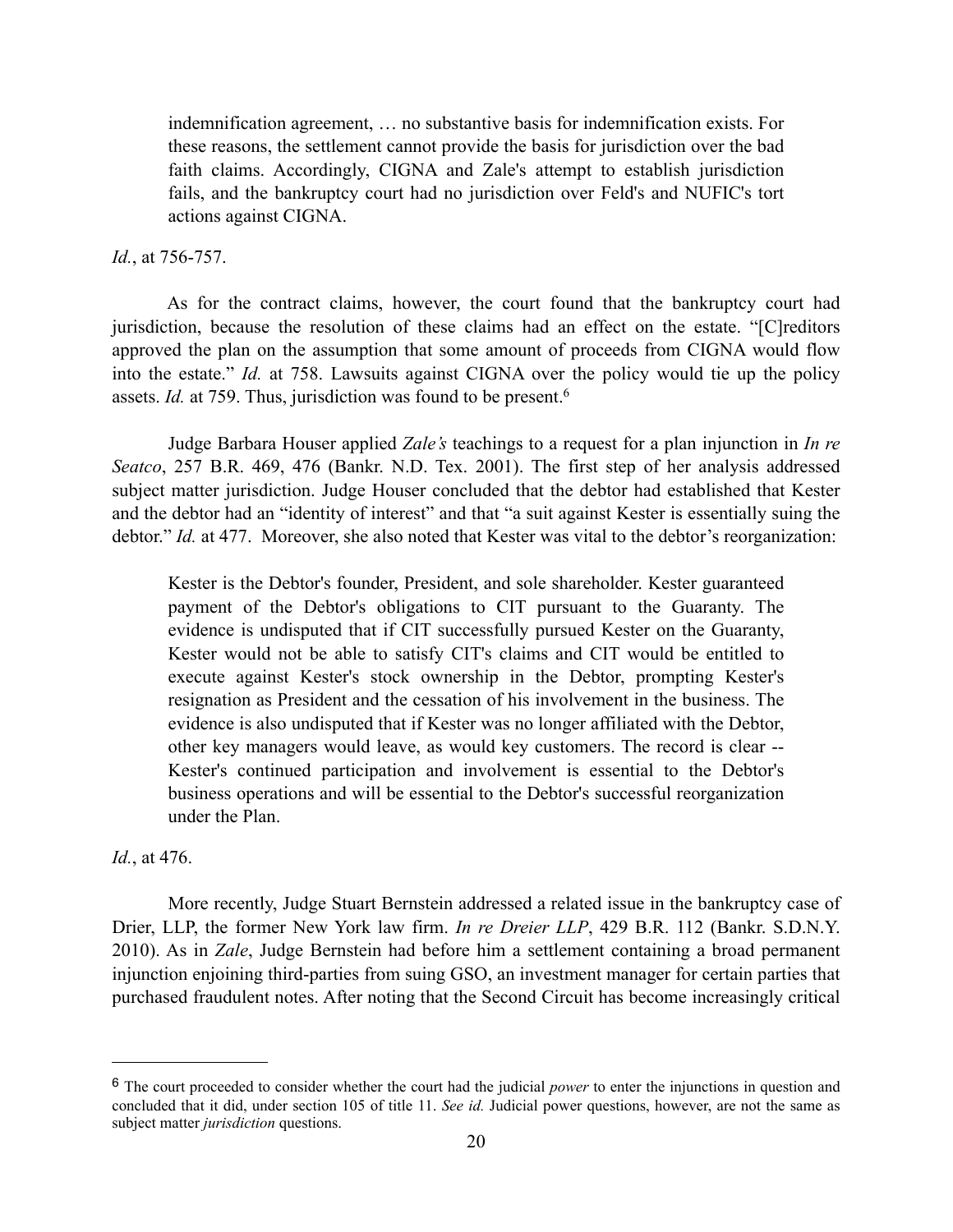> indemnification agreement, … no substantive basis for indemnification exists. For these reasons, the settlement cannot provide the basis for jurisdiction over the bad faith claims. Accordingly, CIGNA and Zale's attempt to establish jurisdiction fails, and the bankruptcy court had no jurisdiction over Feld's and NUFIC's tort actions against CIGNA.

*Id.*, at 756-757.

As for the contract claims, however, the court found that the bankruptcy court had jurisdiction, because the resolution of these claims had an effect on the estate. "[C]reditors approved the plan on the assumption that some amount of proceeds from CIGNA would flow into the estate." *Id.* at 758. Lawsuits against CIGNA over the policy would tie up the policy assets. *Id.* at 759. Thus, jurisdiction was found to be present.[6]

Judge Barbara Houser applied *Zale's* teachings to a request for a plan injunction in *In re Seatco*, 257 B.R. 469, 476 (Bankr. N.D. Tex. 2001). The first step of her analysis addressed subject matter jurisdiction. Judge Houser concluded that the debtor had established that Kester and the debtor had an "identity of interest" and that "a suit against Kester is essentially suing the debtor." *Id.* at 477. Moreover, she also noted that Kester was vital to the debtor's reorganization:

> Kester is the Debtor's founder, President, and sole shareholder. Kester guaranteed payment of the Debtor's obligations to CIT pursuant to the Guaranty. The evidence is undisputed that if CIT successfully pursued Kester on the Guaranty, Kester would not be able to satisfy CIT's claims and CIT would be entitled to execute against Kester's stock ownership in the Debtor, prompting Kester's resignation as President and the cessation of his involvement in the business. The evidence is also undisputed that if Kester was no longer affiliated with the Debtor, other key managers would leave, as would key customers. The record is clear -- Kester's continued participation and involvement is essential to the Debtor's business operations and will be essential to the Debtor's successful reorganization under the Plan.

*Id.*, at 476.

More recently, Judge Stuart Bernstein addressed a related issue in the bankruptcy case of Drier, LLP, the former New York law firm. *In re Dreier LLP*, 429 B.R. 112 (Bankr. S.D.N.Y. 2010). As in *Zale*, Judge Bernstein had before him a settlement containing a broad permanent injunction enjoining third-parties from suing GSO, an investment manager for certain parties that purchased fraudulent notes. After noting that the Second Circuit has become increasingly critical

---

[6] The court proceeded to consider whether the court had the judicial *power* to enter the injunctions in question and concluded that it did, under section 105 of title 11. *See id.* Judicial power questions, however, are not the same as subject matter *jurisdiction* questions.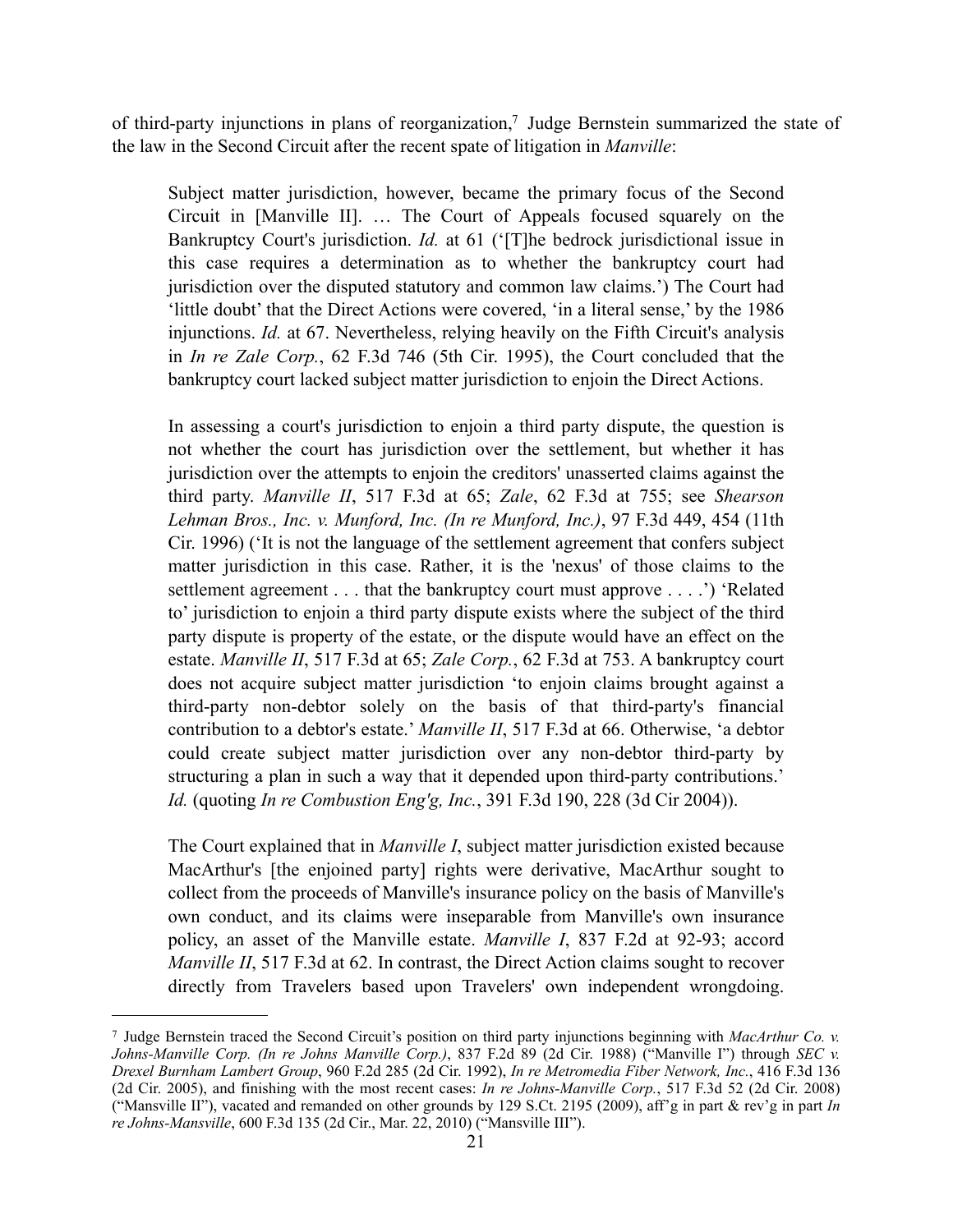of third-party injunctions in plans of reorganization,[7] Judge Bernstein summarized the state of the law in the Second Circuit after the recent spate of litigation in *Manville*:

> Subject matter jurisdiction, however, became the primary focus of the Second Circuit in [Manville II]. … The Court of Appeals focused squarely on the Bankruptcy Court's jurisdiction. *Id.* at 61 ('[T]he bedrock jurisdictional issue in this case requires a determination as to whether the bankruptcy court had jurisdiction over the disputed statutory and common law claims.') The Court had 'little doubt' that the Direct Actions were covered, 'in a literal sense,' by the 1986 injunctions. *Id.* at 67. Nevertheless, relying heavily on the Fifth Circuit's analysis in *In re Zale Corp.*, 62 F.3d 746 (5th Cir. 1995), the Court concluded that the bankruptcy court lacked subject matter jurisdiction to enjoin the Direct Actions.
>
> In assessing a court's jurisdiction to enjoin a third party dispute, the question is not whether the court has jurisdiction over the settlement, but whether it has jurisdiction over the attempts to enjoin the creditors' unasserted claims against the third party. *Manville II*, 517 F.3d at 65; *Zale*, 62 F.3d at 755; see *Shearson Lehman Bros., Inc. v. Munford, Inc. (In re Munford, Inc.)*, 97 F.3d 449, 454 (11th Cir. 1996) ('It is not the language of the settlement agreement that confers subject matter jurisdiction in this case. Rather, it is the 'nexus' of those claims to the settlement agreement . . . that the bankruptcy court must approve . . . .') 'Related to' jurisdiction to enjoin a third party dispute exists where the subject of the third party dispute is property of the estate, or the dispute would have an effect on the estate. *Manville II*, 517 F.3d at 65; *Zale Corp.*, 62 F.3d at 753. A bankruptcy court does not acquire subject matter jurisdiction 'to enjoin claims brought against a third-party non-debtor solely on the basis of that third-party's financial contribution to a debtor's estate.' *Manville II*, 517 F.3d at 66. Otherwise, 'a debtor could create subject matter jurisdiction over any non-debtor third-party by structuring a plan in such a way that it depended upon third-party contributions.' *Id.* (quoting *In re Combustion Eng'g, Inc.*, 391 F.3d 190, 228 (3d Cir 2004)).
>
> The Court explained that in *Manville I*, subject matter jurisdiction existed because MacArthur's [the enjoined party] rights were derivative, MacArthur sought to collect from the proceeds of Manville's insurance policy on the basis of Manville's own conduct, and its claims were inseparable from Manville's own insurance policy, an asset of the Manville estate. *Manville I*, 837 F.2d at 92-93; accord *Manville II*, 517 F.3d at 62. In contrast, the Direct Action claims sought to recover directly from Travelers based upon Travelers' own independent wrongdoing.

---

[7] Judge Bernstein traced the Second Circuit's position on third party injunctions beginning with *MacArthur Co. v. Johns-Manville Corp. (In re Johns Manville Corp.)*, 837 F.2d 89 (2d Cir. 1988) ("Manville I") through *SEC v. Drexel Burnham Lambert Group*, 960 F.2d 285 (2d Cir. 1992), *In re Metromedia Fiber Network, Inc.*, 416 F.3d 136 (2d Cir. 2005), and finishing with the most recent cases: *In re Johns-Manville Corp.*, 517 F.3d 52 (2d Cir. 2008) ("Mansville II"), vacated and remanded on other grounds by 129 S.Ct. 2195 (2009), aff'g in part & rev'g in part *In re Johns-Mansville*, 600 F.3d 135 (2d Cir., Mar. 22, 2010) ("Mansville III").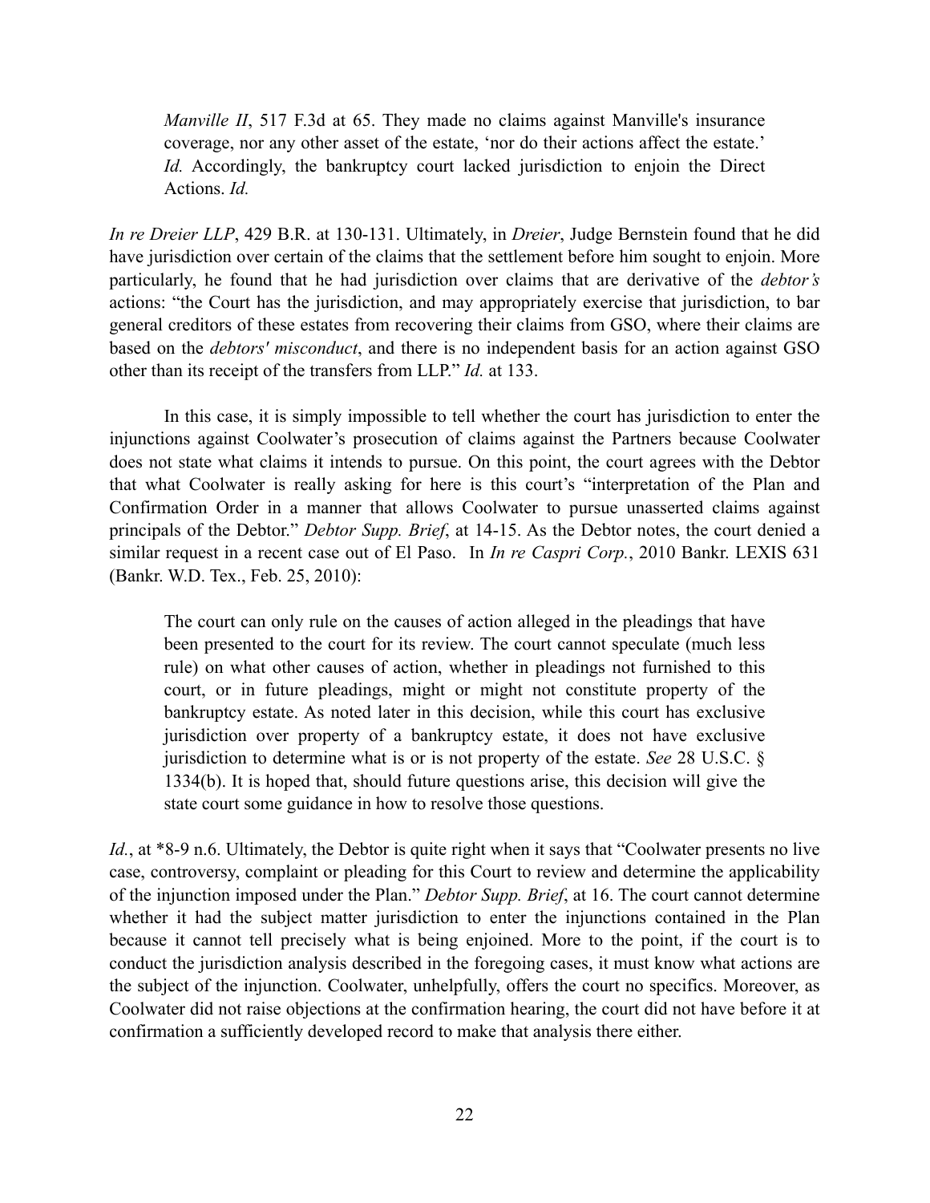> *Manville II*, 517 F.3d at 65. They made no claims against Manville's insurance coverage, nor any other asset of the estate, 'nor do their actions affect the estate.' *Id.* Accordingly, the bankruptcy court lacked jurisdiction to enjoin the Direct Actions. *Id.*

*In re Dreier LLP*, 429 B.R. at 130-131. Ultimately, in *Dreier*, Judge Bernstein found that he did have jurisdiction over certain of the claims that the settlement before him sought to enjoin. More particularly, he found that he had jurisdiction over claims that are derivative of the *debtor's* actions: "the Court has the jurisdiction, and may appropriately exercise that jurisdiction, to bar general creditors of these estates from recovering their claims from GSO, where their claims are based on the *debtors' misconduct*, and there is no independent basis for an action against GSO other than its receipt of the transfers from LLP." *Id.* at 133.

In this case, it is simply impossible to tell whether the court has jurisdiction to enter the injunctions against Coolwater's prosecution of claims against the Partners because Coolwater does not state what claims it intends to pursue. On this point, the court agrees with the Debtor that what Coolwater is really asking for here is this court's "interpretation of the Plan and Confirmation Order in a manner that allows Coolwater to pursue unasserted claims against principals of the Debtor." *Debtor Supp. Brief*, at 14-15. As the Debtor notes, the court denied a similar request in a recent case out of El Paso. In *In re Caspri Corp.*, 2010 Bankr. LEXIS 631 (Bankr. W.D. Tex., Feb. 25, 2010):

> The court can only rule on the causes of action alleged in the pleadings that have been presented to the court for its review. The court cannot speculate (much less rule) on what other causes of action, whether in pleadings not furnished to this court, or in future pleadings, might or might not constitute property of the bankruptcy estate. As noted later in this decision, while this court has exclusive jurisdiction over property of a bankruptcy estate, it does not have exclusive jurisdiction to determine what is or is not property of the estate. *See* 28 U.S.C. § 1334(b). It is hoped that, should future questions arise, this decision will give the state court some guidance in how to resolve those questions.

*Id.*, at *8-9 n.6. Ultimately, the Debtor is quite right when it says that "Coolwater presents no live case, controversy, complaint or pleading for this Court to review and determine the applicability of the injunction imposed under the Plan." *Debtor Supp. Brief*, at 16. The court cannot determine whether it had the subject matter jurisdiction to enter the injunctions contained in the Plan because it cannot tell precisely what is being enjoined. More to the point, if the court is to conduct the jurisdiction analysis described in the foregoing cases, it must know what actions are the subject of the injunction. Coolwater, unhelpfully, offers the court no specifics. Moreover, as Coolwater did not raise objections at the confirmation hearing, the court did not have before it at confirmation a sufficiently developed record to make that analysis there either.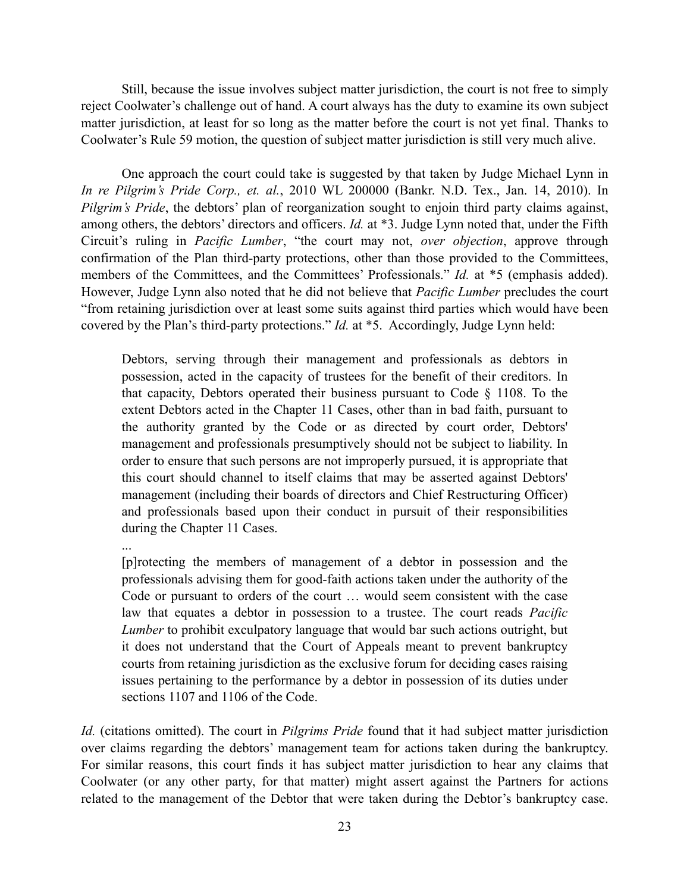Still, because the issue involves subject matter jurisdiction, the court is not free to simply reject Coolwater's challenge out of hand. A court always has the duty to examine its own subject matter jurisdiction, at least for so long as the matter before the court is not yet final. Thanks to Coolwater's Rule 59 motion, the question of subject matter jurisdiction is still very much alive.

One approach the court could take is suggested by that taken by Judge Michael Lynn in *In re Pilgrim's Pride Corp., et. al.*, 2010 WL 200000 (Bankr. N.D. Tex., Jan. 14, 2010). In *Pilgrim's Pride*, the debtors' plan of reorganization sought to enjoin third party claims against, among others, the debtors' directors and officers. *Id.* at *3. Judge Lynn noted that, under the Fifth Circuit's ruling in *Pacific Lumber*, "the court may not, *over objection*, approve through confirmation of the Plan third-party protections, other than those provided to the Committees, members of the Committees, and the Committees' Professionals." *Id.* at *5 (emphasis added). However, Judge Lynn also noted that he did not believe that *Pacific Lumber* precludes the court "from retaining jurisdiction over at least some suits against third parties which would have been covered by the Plan's third-party protections." *Id.* at *5. Accordingly, Judge Lynn held:

> Debtors, serving through their management and professionals as debtors in possession, acted in the capacity of trustees for the benefit of their creditors. In that capacity, Debtors operated their business pursuant to Code § 1108. To the extent Debtors acted in the Chapter 11 Cases, other than in bad faith, pursuant to the authority granted by the Code or as directed by court order, Debtors' management and professionals presumptively should not be subject to liability. In order to ensure that such persons are not improperly pursued, it is appropriate that this court should channel to itself claims that may be asserted against Debtors' management (including their boards of directors and Chief Restructuring Officer) and professionals based upon their conduct in pursuit of their responsibilities during the Chapter 11 Cases.
>
> ...
>
> [p]rotecting the members of management of a debtor in possession and the professionals advising them for good-faith actions taken under the authority of the Code or pursuant to orders of the court … would seem consistent with the case law that equates a debtor in possession to a trustee. The court reads *Pacific Lumber* to prohibit exculpatory language that would bar such actions outright, but it does not understand that the Court of Appeals meant to prevent bankruptcy courts from retaining jurisdiction as the exclusive forum for deciding cases raising issues pertaining to the performance by a debtor in possession of its duties under sections 1107 and 1106 of the Code.

*Id.* (citations omitted). The court in *Pilgrims Pride* found that it had subject matter jurisdiction over claims regarding the debtors' management team for actions taken during the bankruptcy. For similar reasons, this court finds it has subject matter jurisdiction to hear any claims that Coolwater (or any other party, for that matter) might assert against the Partners for actions related to the management of the Debtor that were taken during the Debtor's bankruptcy case.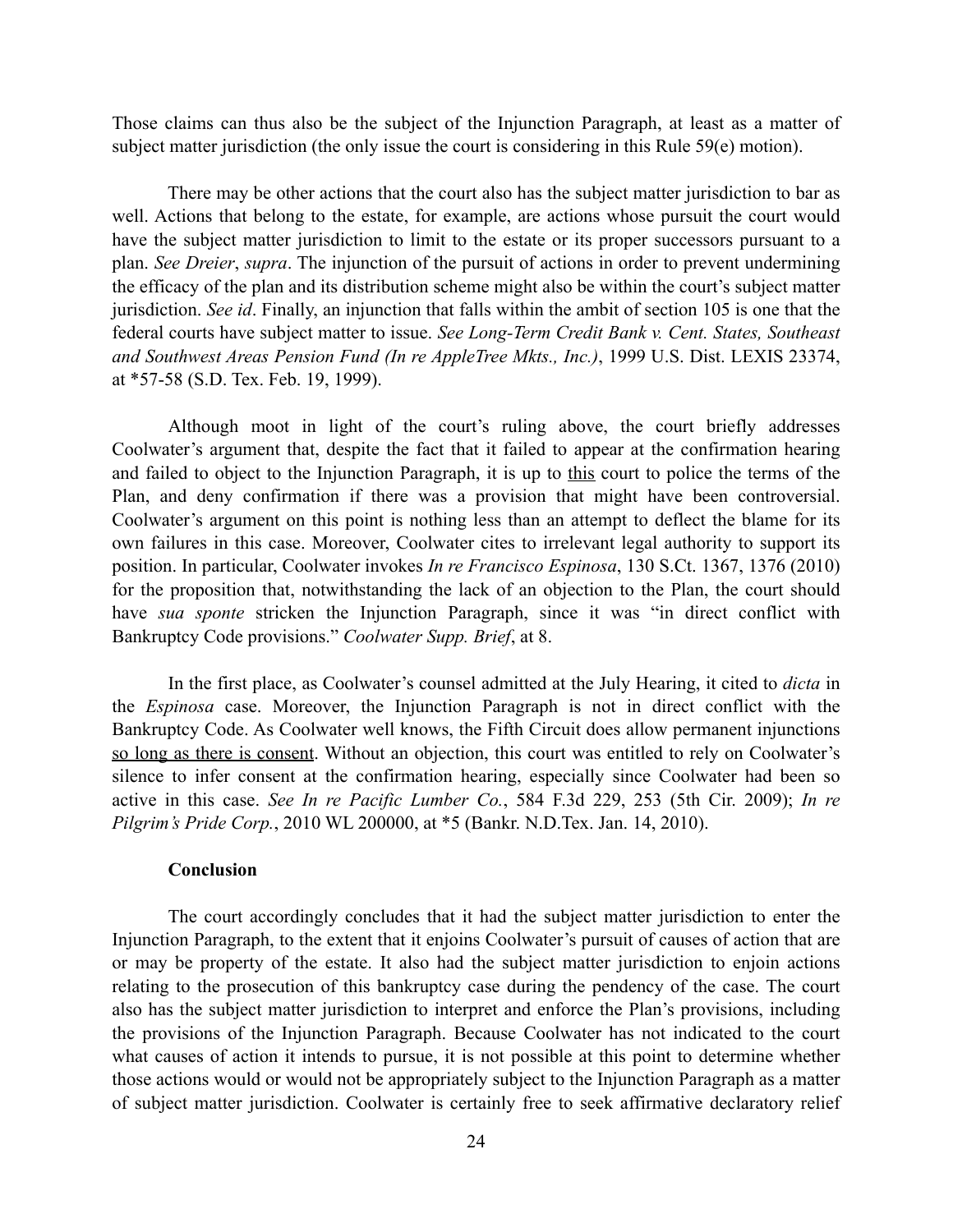Those claims can thus also be the subject of the Injunction Paragraph, at least as a matter of subject matter jurisdiction (the only issue the court is considering in this Rule 59(e) motion).

There may be other actions that the court also has the subject matter jurisdiction to bar as well. Actions that belong to the estate, for example, are actions whose pursuit the court would have the subject matter jurisdiction to limit to the estate or its proper successors pursuant to a plan. *See Dreier*, *supra*. The injunction of the pursuit of actions in order to prevent undermining the efficacy of the plan and its distribution scheme might also be within the court's subject matter jurisdiction. *See id*. Finally, an injunction that falls within the ambit of section 105 is one that the federal courts have subject matter to issue. *See Long-Term Credit Bank v. Cent. States, Southeast and Southwest Areas Pension Fund (In re AppleTree Mkts., Inc.)*, 1999 U.S. Dist. LEXIS 23374, at *57-58 (S.D. Tex. Feb. 19, 1999).

Although moot in light of the court's ruling above, the court briefly addresses Coolwater's argument that, despite the fact that it failed to appear at the confirmation hearing and failed to object to the Injunction Paragraph, it is up to <u>this</u> court to police the terms of the Plan, and deny confirmation if there was a provision that might have been controversial. Coolwater's argument on this point is nothing less than an attempt to deflect the blame for its own failures in this case. Moreover, Coolwater cites to irrelevant legal authority to support its position. In particular, Coolwater invokes *In re Francisco Espinosa*, 130 S.Ct. 1367, 1376 (2010) for the proposition that, notwithstanding the lack of an objection to the Plan, the court should have *sua sponte* stricken the Injunction Paragraph, since it was "in direct conflict with Bankruptcy Code provisions." *Coolwater Supp. Brief*, at 8.

In the first place, as Coolwater's counsel admitted at the July Hearing, it cited to *dicta* in the *Espinosa* case. Moreover, the Injunction Paragraph is not in direct conflict with the Bankruptcy Code. As Coolwater well knows, the Fifth Circuit does allow permanent injunctions <u>so long as there is consent</u>. Without an objection, this court was entitled to rely on Coolwater's silence to infer consent at the confirmation hearing, especially since Coolwater had been so active in this case. *See In re Pacific Lumber Co.*, 584 F.3d 229, 253 (5th Cir. 2009); *In re Pilgrim's Pride Corp.*, 2010 WL 200000, at *5 (Bankr. N.D.Tex. Jan. 14, 2010).

**Conclusion**

The court accordingly concludes that it had the subject matter jurisdiction to enter the Injunction Paragraph, to the extent that it enjoins Coolwater's pursuit of causes of action that are or may be property of the estate. It also had the subject matter jurisdiction to enjoin actions relating to the prosecution of this bankruptcy case during the pendency of the case. The court also has the subject matter jurisdiction to interpret and enforce the Plan's provisions, including the provisions of the Injunction Paragraph. Because Coolwater has not indicated to the court what causes of action it intends to pursue, it is not possible at this point to determine whether those actions would or would not be appropriately subject to the Injunction Paragraph as a matter of subject matter jurisdiction. Coolwater is certainly free to seek affirmative declaratory relief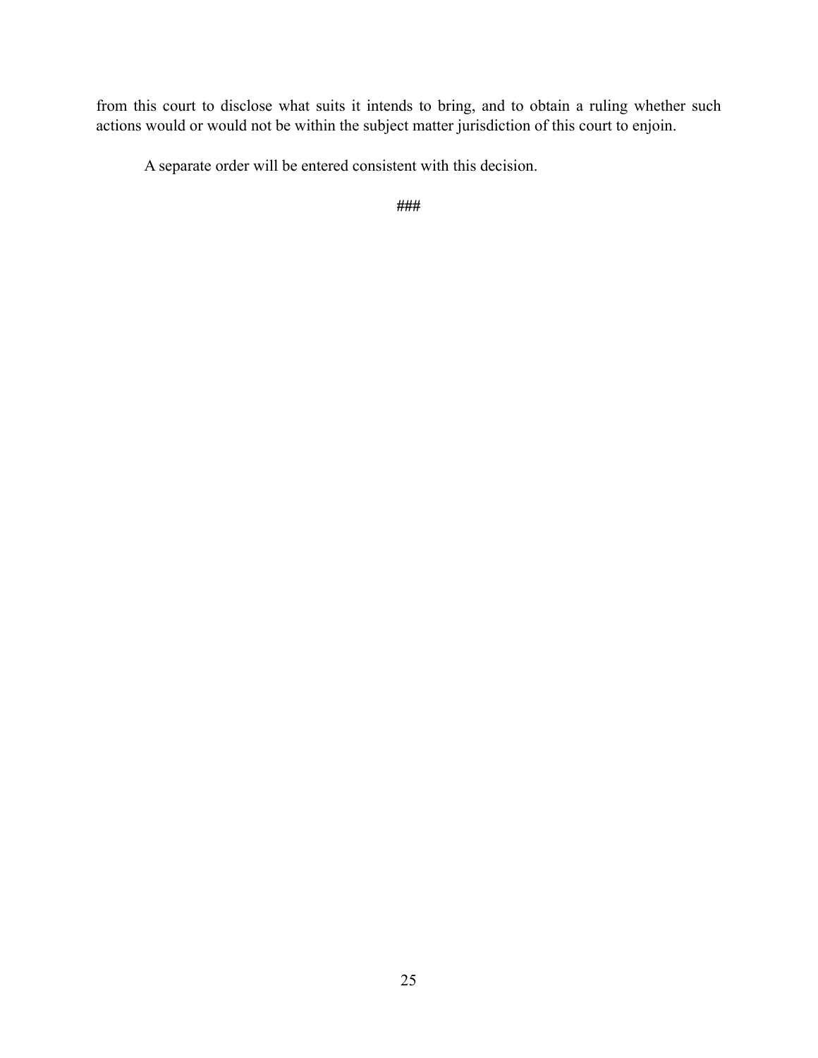from this court to disclose what suits it intends to bring, and to obtain a ruling whether such actions would or would not be within the subject matter jurisdiction of this court to enjoin.

A separate order will be entered consistent with this decision.

###